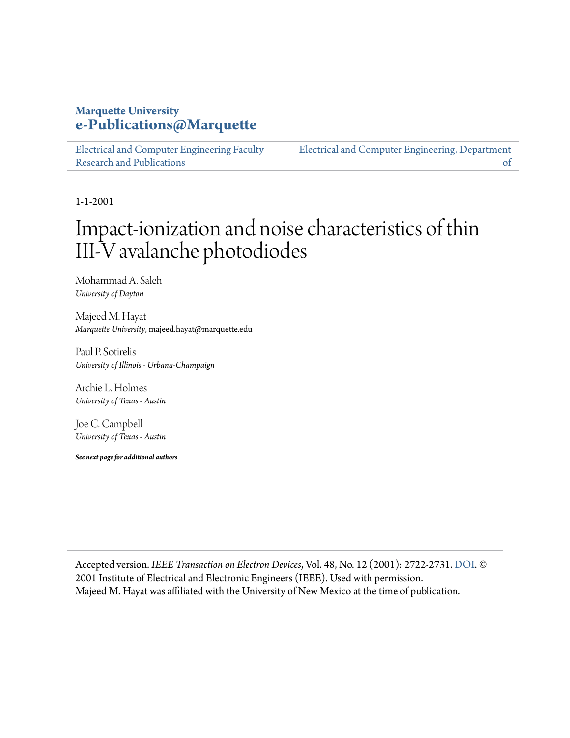**Marquette University**
**e-Publications@Marquette**

Electrical and Computer Engineering Faculty Research and Publications | Electrical and Computer Engineering, Department of

1-1-2001

# Impact-ionization and noise characteristics of thin III-V avalanche photodiodes

Mohammad A. Saleh
*University of Dayton*

Majeed M. Hayat
*Marquette University*, majeed.hayat@marquette.edu

Paul P. Sotirelis
*University of Illinois - Urbana-Champaign*

Archie L. Holmes
*University of Texas - Austin*

Joe C. Campbell
*University of Texas - Austin*

***See next page for additional authors***

Accepted version. *IEEE Transaction on Electron Devices*, Vol. 48, No. 12 (2001): 2722-2731. DOI. © 2001 Institute of Electrical and Electronic Engineers (IEEE). Used with permission.
Majeed M. Hayat was affiliated with the University of New Mexico at the time of publication.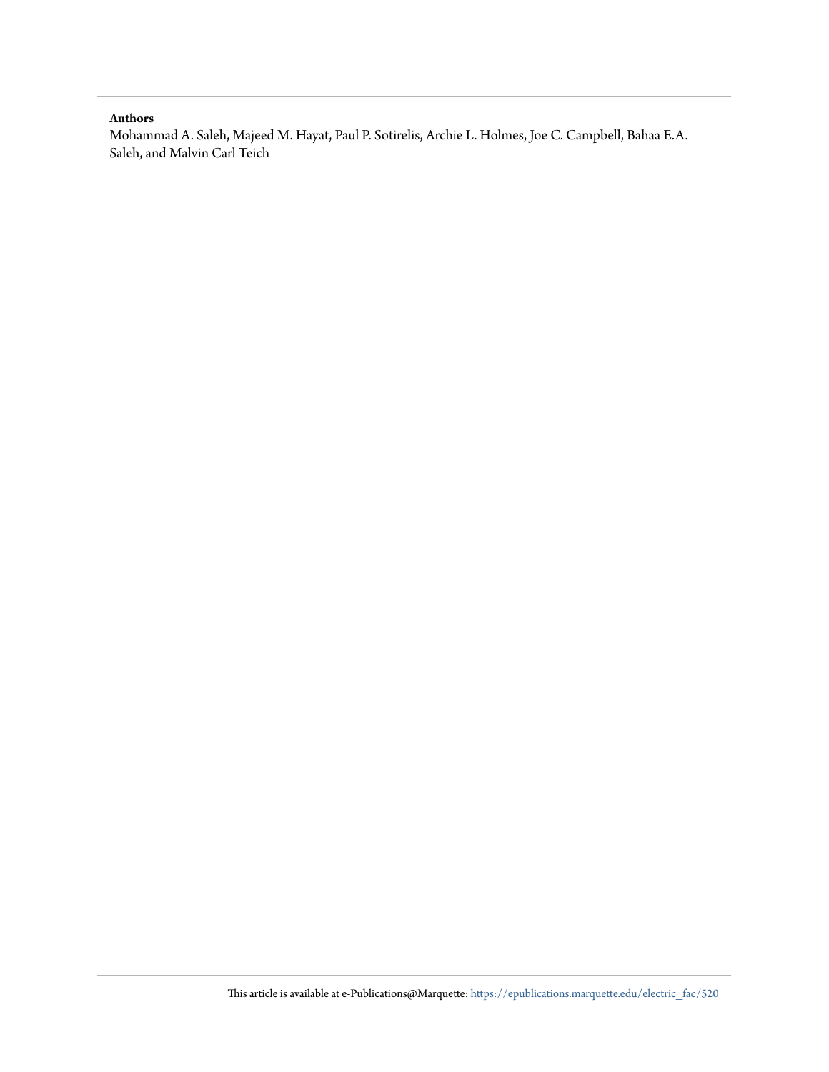**Authors**

Mohammad A. Saleh, Majeed M. Hayat, Paul P. Sotirelis, Archie L. Holmes, Joe C. Campbell, Bahaa E.A. Saleh, and Malvin Carl Teich

This article is available at e-Publications@Marquette: https://epublications.marquette.edu/electric_fac/520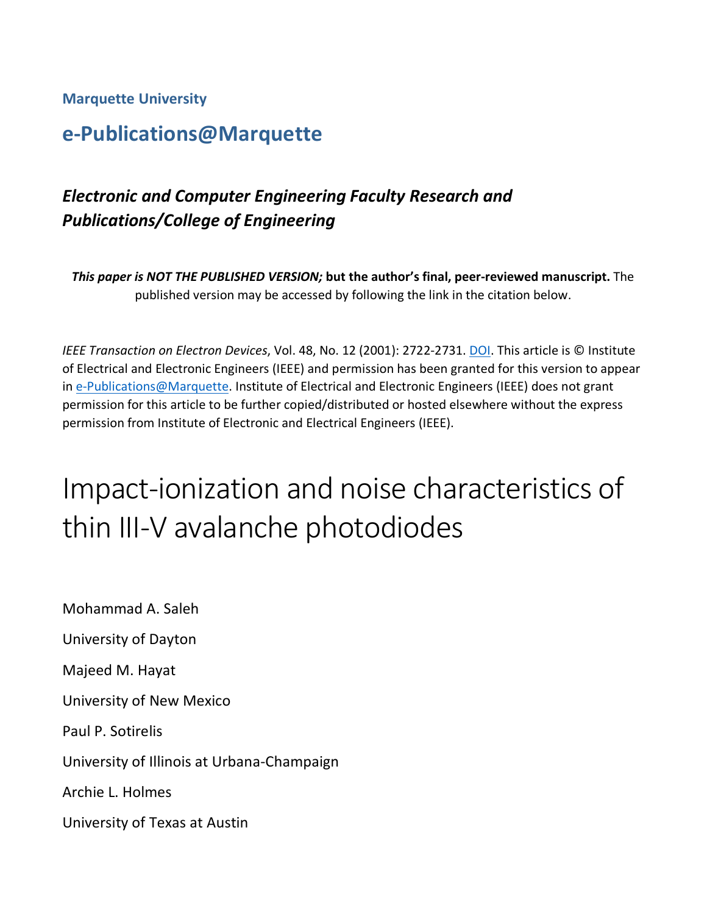**Marquette University**

## e-Publications@Marquette

### *Electronic and Computer Engineering Faculty Research and Publications/College of Engineering*

***This paper is NOT THE PUBLISHED VERSION;* but the author's final, peer-reviewed manuscript.** The published version may be accessed by following the link in the citation below.

*IEEE Transaction on Electron Devices*, Vol. 48, No. 12 (2001): 2722-2731. DOI. This article is © Institute of Electrical and Electronic Engineers (IEEE) and permission has been granted for this version to appear in e-Publications@Marquette. Institute of Electrical and Electronic Engineers (IEEE) does not grant permission for this article to be further copied/distributed or hosted elsewhere without the express permission from Institute of Electronic and Electrical Engineers (IEEE).

# Impact-ionization and noise characteristics of thin III-V avalanche photodiodes

Mohammad A. Saleh

University of Dayton

Majeed M. Hayat

University of New Mexico

Paul P. Sotirelis

University of Illinois at Urbana-Champaign

Archie L. Holmes

University of Texas at Austin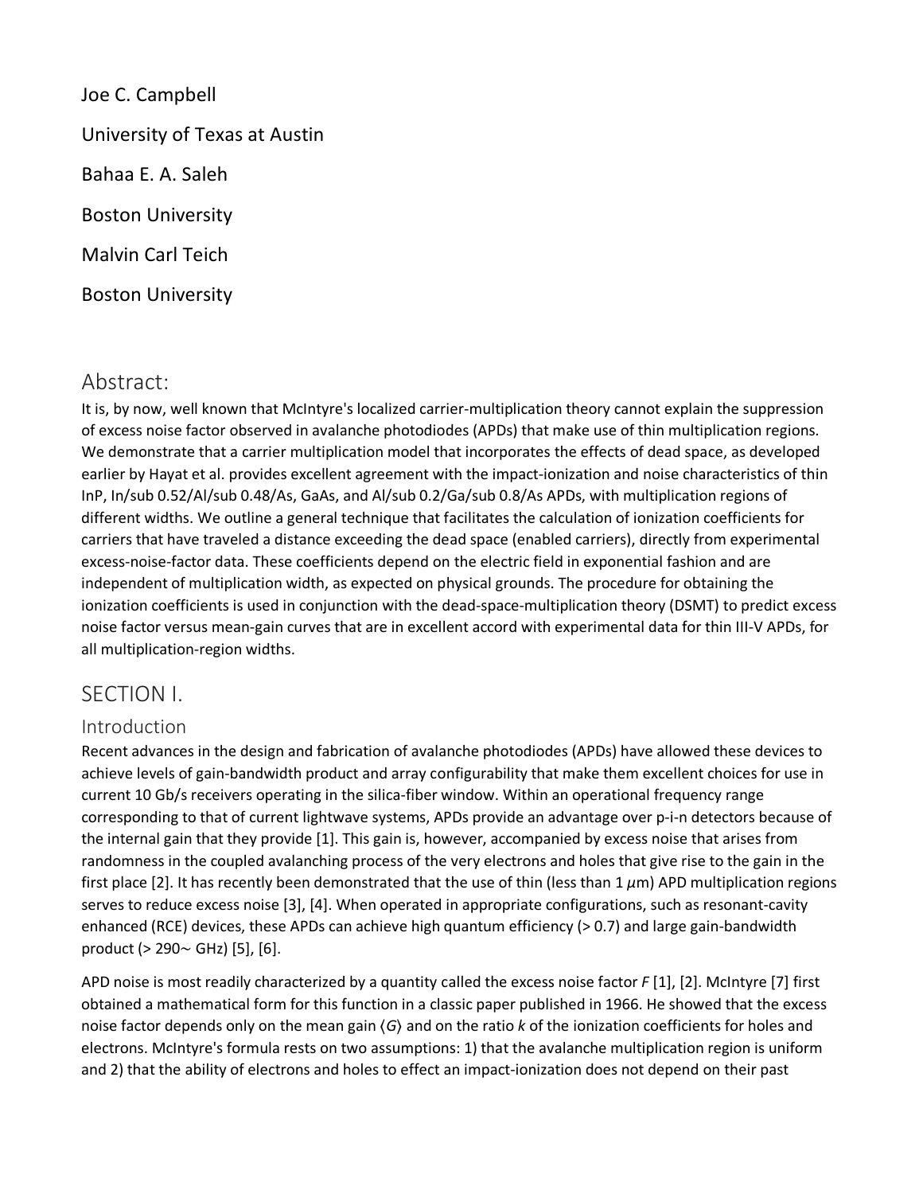Joe C. Campbell

University of Texas at Austin

Bahaa E. A. Saleh

Boston University

Malvin Carl Teich

Boston University

## Abstract:

It is, by now, well known that McIntyre's localized carrier-multiplication theory cannot explain the suppression of excess noise factor observed in avalanche photodiodes (APDs) that make use of thin multiplication regions. We demonstrate that a carrier multiplication model that incorporates the effects of dead space, as developed earlier by Hayat et al. provides excellent agreement with the impact-ionization and noise characteristics of thin InP, $In_{0.52}Al_{0.48}As$, GaAs, and $Al_{0.2}Ga_{0.8}As$ APDs, with multiplication regions of different widths. We outline a general technique that facilitates the calculation of ionization coefficients for carriers that have traveled a distance exceeding the dead space (enabled carriers), directly from experimental excess-noise-factor data. These coefficients depend on the electric field in exponential fashion and are independent of multiplication width, as expected on physical grounds. The procedure for obtaining the ionization coefficients is used in conjunction with the dead-space-multiplication theory (DSMT) to predict excess noise factor versus mean-gain curves that are in excellent accord with experimental data for thin III-V APDs, for all multiplication-region widths.

## SECTION I.

### Introduction

Recent advances in the design and fabrication of avalanche photodiodes (APDs) have allowed these devices to achieve levels of gain-bandwidth product and array configurability that make them excellent choices for use in current 10 Gb/s receivers operating in the silica-fiber window. Within an operational frequency range corresponding to that of current lightwave systems, APDs provide an advantage over p-i-n detectors because of the internal gain that they provide [1]. This gain is, however, accompanied by excess noise that arises from randomness in the coupled avalanching process of the very electrons and holes that give rise to the gain in the first place [2]. It has recently been demonstrated that the use of thin (less than 1 $\mu$m) APD multiplication regions serves to reduce excess noise [3], [4]. When operated in appropriate configurations, such as resonant-cavity enhanced (RCE) devices, these APDs can achieve high quantum efficiency (> 0.7) and large gain-bandwidth product (> 290~ GHz) [5], [6].

APD noise is most readily characterized by a quantity called the excess noise factor $F$ [1], [2]. McIntyre [7] first obtained a mathematical form for this function in a classic paper published in 1966. He showed that the excess noise factor depends only on the mean gain $\langle G \rangle$ and on the ratio $k$ of the ionization coefficients for holes and electrons. McIntyre's formula rests on two assumptions: 1) that the avalanche multiplication region is uniform and 2) that the ability of electrons and holes to effect an impact-ionization does not depend on their past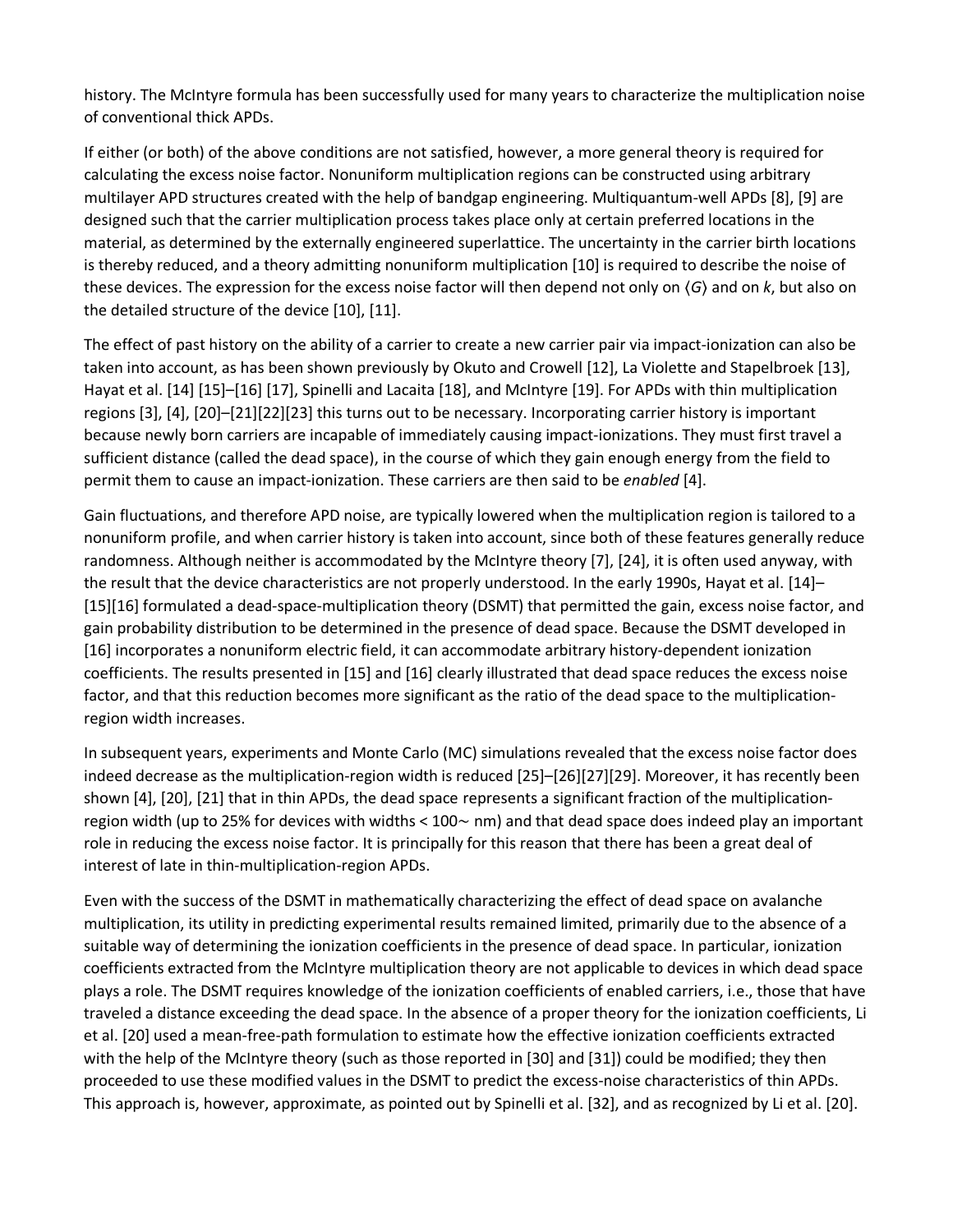history. The McIntyre formula has been successfully used for many years to characterize the multiplication noise of conventional thick APDs.

If either (or both) of the above conditions are not satisfied, however, a more general theory is required for calculating the excess noise factor. Nonuniform multiplication regions can be constructed using arbitrary multilayer APD structures created with the help of bandgap engineering. Multiquantum-well APDs [8], [9] are designed such that the carrier multiplication process takes place only at certain preferred locations in the material, as determined by the externally engineered superlattice. The uncertainty in the carrier birth locations is thereby reduced, and a theory admitting nonuniform multiplication [10] is required to describe the noise of these devices. The expression for the excess noise factor will then depend not only on $\langle G \rangle$ and on $k$, but also on the detailed structure of the device [10], [11].

The effect of past history on the ability of a carrier to create a new carrier pair via impact-ionization can also be taken into account, as has been shown previously by Okuto and Crowell [12], La Violette and Stapelbroek [13], Hayat et al. [14] [15]–[16] [17], Spinelli and Lacaita [18], and McIntyre [19]. For APDs with thin multiplication regions [3], [4], [20]–[21][22][23] this turns out to be necessary. Incorporating carrier history is important because newly born carriers are incapable of immediately causing impact-ionizations. They must first travel a sufficient distance (called the dead space), in the course of which they gain enough energy from the field to permit them to cause an impact-ionization. These carriers are then said to be *enabled* [4].

Gain fluctuations, and therefore APD noise, are typically lowered when the multiplication region is tailored to a nonuniform profile, and when carrier history is taken into account, since both of these features generally reduce randomness. Although neither is accommodated by the McIntyre theory [7], [24], it is often used anyway, with the result that the device characteristics are not properly understood. In the early 1990s, Hayat et al. [14]–[15][16] formulated a dead-space-multiplication theory (DSMT) that permitted the gain, excess noise factor, and gain probability distribution to be determined in the presence of dead space. Because the DSMT developed in [16] incorporates a nonuniform electric field, it can accommodate arbitrary history-dependent ionization coefficients. The results presented in [15] and [16] clearly illustrated that dead space reduces the excess noise factor, and that this reduction becomes more significant as the ratio of the dead space to the multiplication-region width increases.

In subsequent years, experiments and Monte Carlo (MC) simulations revealed that the excess noise factor does indeed decrease as the multiplication-region width is reduced [25]–[26][27][29]. Moreover, it has recently been shown [4], [20], [21] that in thin APDs, the dead space represents a significant fraction of the multiplication-region width (up to 25% for devices with widths < 100∼ nm) and that dead space does indeed play an important role in reducing the excess noise factor. It is principally for this reason that there has been a great deal of interest of late in thin-multiplication-region APDs.

Even with the success of the DSMT in mathematically characterizing the effect of dead space on avalanche multiplication, its utility in predicting experimental results remained limited, primarily due to the absence of a suitable way of determining the ionization coefficients in the presence of dead space. In particular, ionization coefficients extracted from the McIntyre multiplication theory are not applicable to devices in which dead space plays a role. The DSMT requires knowledge of the ionization coefficients of enabled carriers, i.e., those that have traveled a distance exceeding the dead space. In the absence of a proper theory for the ionization coefficients, Li et al. [20] used a mean-free-path formulation to estimate how the effective ionization coefficients extracted with the help of the McIntyre theory (such as those reported in [30] and [31]) could be modified; they then proceeded to use these modified values in the DSMT to predict the excess-noise characteristics of thin APDs. This approach is, however, approximate, as pointed out by Spinelli et al. [32], and as recognized by Li et al. [20].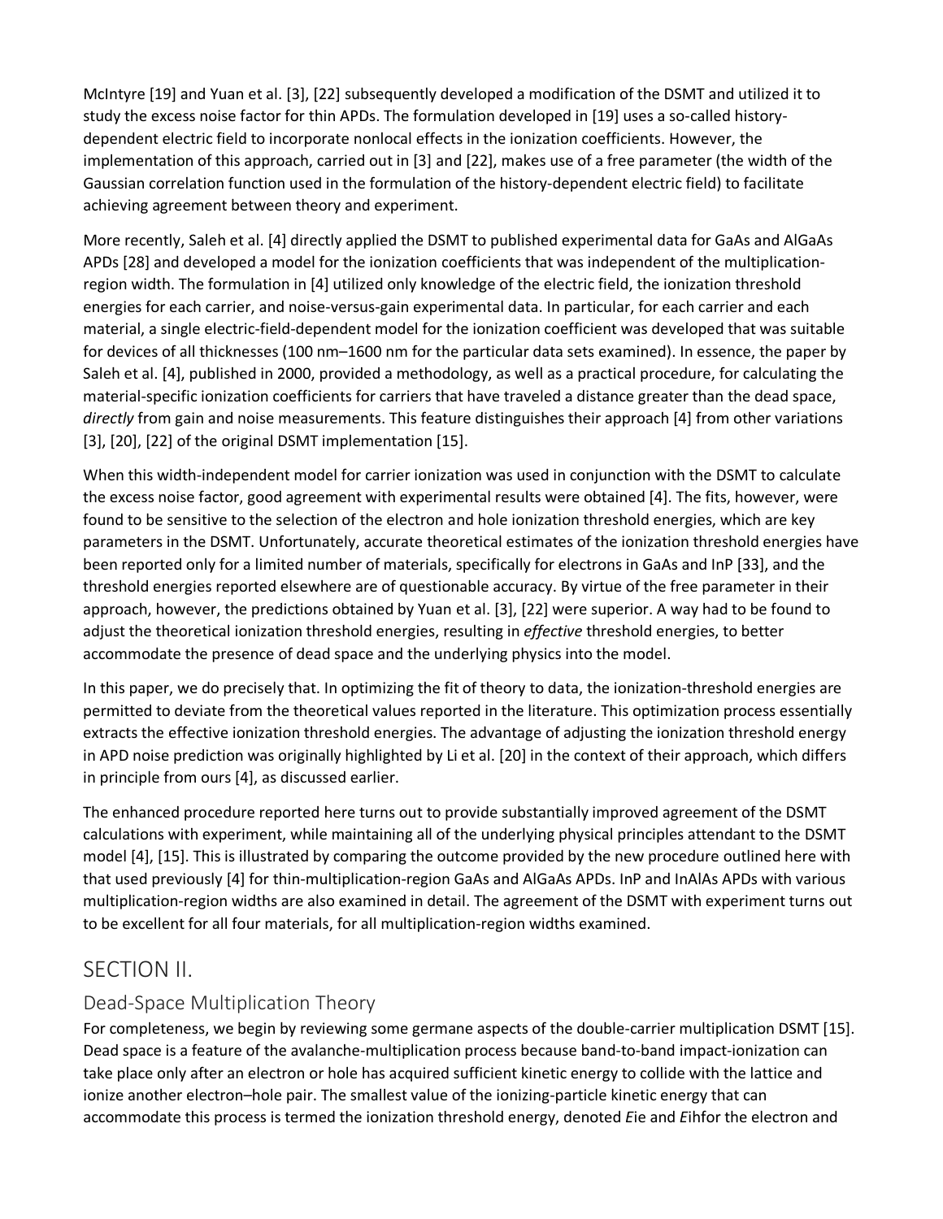McIntyre [19] and Yuan et al. [3], [22] subsequently developed a modification of the DSMT and utilized it to study the excess noise factor for thin APDs. The formulation developed in [19] uses a so-called history-dependent electric field to incorporate nonlocal effects in the ionization coefficients. However, the implementation of this approach, carried out in [3] and [22], makes use of a free parameter (the width of the Gaussian correlation function used in the formulation of the history-dependent electric field) to facilitate achieving agreement between theory and experiment.

More recently, Saleh et al. [4] directly applied the DSMT to published experimental data for GaAs and AlGaAs APDs [28] and developed a model for the ionization coefficients that was independent of the multiplication-region width. The formulation in [4] utilized only knowledge of the electric field, the ionization threshold energies for each carrier, and noise-versus-gain experimental data. In particular, for each carrier and each material, a single electric-field-dependent model for the ionization coefficient was developed that was suitable for devices of all thicknesses (100 nm–1600 nm for the particular data sets examined). In essence, the paper by Saleh et al. [4], published in 2000, provided a methodology, as well as a practical procedure, for calculating the material-specific ionization coefficients for carriers that have traveled a distance greater than the dead space, *directly* from gain and noise measurements. This feature distinguishes their approach [4] from other variations [3], [20], [22] of the original DSMT implementation [15].

When this width-independent model for carrier ionization was used in conjunction with the DSMT to calculate the excess noise factor, good agreement with experimental results were obtained [4]. The fits, however, were found to be sensitive to the selection of the electron and hole ionization threshold energies, which are key parameters in the DSMT. Unfortunately, accurate theoretical estimates of the ionization threshold energies have been reported only for a limited number of materials, specifically for electrons in GaAs and InP [33], and the threshold energies reported elsewhere are of questionable accuracy. By virtue of the free parameter in their approach, however, the predictions obtained by Yuan et al. [3], [22] were superior. A way had to be found to adjust the theoretical ionization threshold energies, resulting in *effective* threshold energies, to better accommodate the presence of dead space and the underlying physics into the model.

In this paper, we do precisely that. In optimizing the fit of theory to data, the ionization-threshold energies are permitted to deviate from the theoretical values reported in the literature. This optimization process essentially extracts the effective ionization threshold energies. The advantage of adjusting the ionization threshold energy in APD noise prediction was originally highlighted by Li et al. [20] in the context of their approach, which differs in principle from ours [4], as discussed earlier.

The enhanced procedure reported here turns out to provide substantially improved agreement of the DSMT calculations with experiment, while maintaining all of the underlying physical principles attendant to the DSMT model [4], [15]. This is illustrated by comparing the outcome provided by the new procedure outlined here with that used previously [4] for thin-multiplication-region GaAs and AlGaAs APDs. InP and InAlAs APDs with various multiplication-region widths are also examined in detail. The agreement of the DSMT with experiment turns out to be excellent for all four materials, for all multiplication-region widths examined.

## SECTION II.

### Dead-Space Multiplication Theory

For completeness, we begin by reviewing some germane aspects of the double-carrier multiplication DSMT [15]. Dead space is a feature of the avalanche-multiplication process because band-to-band impact-ionization can take place only after an electron or hole has acquired sufficient kinetic energy to collide with the lattice and ionize another electron–hole pair. The smallest value of the ionizing-particle kinetic energy that can accommodate this process is termed the ionization threshold energy, denoted $E_{ie}$ and $E_{ih}$ for the electron and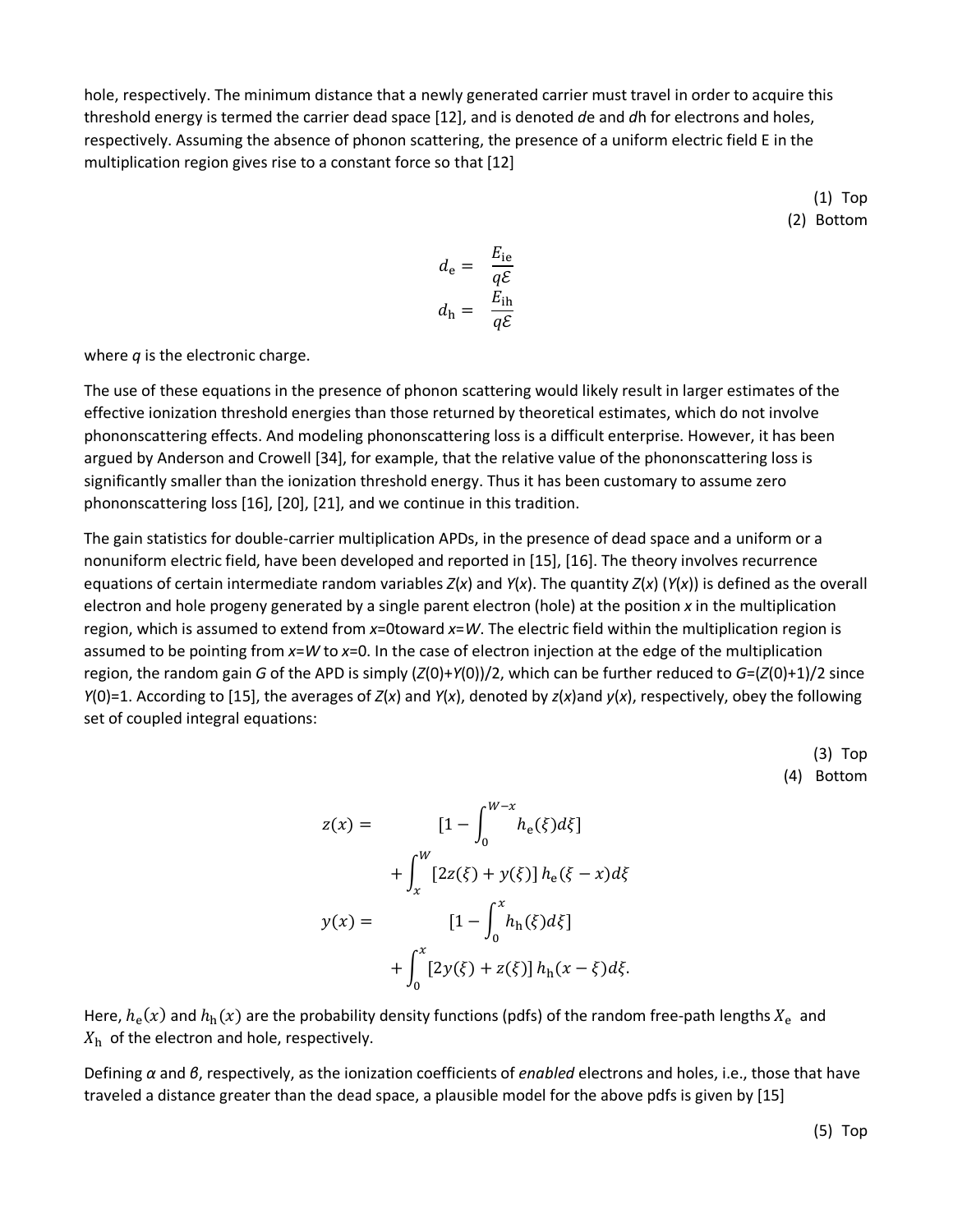hole, respectively. The minimum distance that a newly generated carrier must travel in order to acquire this threshold energy is termed the carrier dead space [12], and is denoted $d_e$ and $d_h$ for electrons and holes, respectively. Assuming the absence of phonon scattering, the presence of a uniform electric field E in the multiplication region gives rise to a constant force so that [12]

(1) Top
(2) Bottom

$$d_{\mathrm{e}} = \frac{E_{\mathrm{ie}}}{q\mathcal{E}}$$

$$d_{\mathrm{h}} = \frac{E_{\mathrm{ih}}}{q\mathcal{E}}$$

where $q$ is the electronic charge.

The use of these equations in the presence of phonon scattering would likely result in larger estimates of the effective ionization threshold energies than those returned by theoretical estimates, which do not involve phononscattering effects. And modeling phononscattering loss is a difficult enterprise. However, it has been argued by Anderson and Crowell [34], for example, that the relative value of the phononscattering loss is significantly smaller than the ionization threshold energy. Thus it has been customary to assume zero phononscattering loss [16], [20], [21], and we continue in this tradition.

The gain statistics for double-carrier multiplication APDs, in the presence of dead space and a uniform or a nonuniform electric field, have been developed and reported in [15], [16]. The theory involves recurrence equations of certain intermediate random variables $Z(x)$ and $Y(x)$. The quantity $Z(x)$ ($Y(x)$) is defined as the overall electron and hole progeny generated by a single parent electron (hole) at the position $x$ in the multiplication region, which is assumed to extend from $x$=0toward $x$=$W$. The electric field within the multiplication region is assumed to be pointing from $x$=$W$ to $x$=0. In the case of electron injection at the edge of the multiplication region, the random gain $G$ of the APD is simply $(Z(0)+Y(0))/2$, which can be further reduced to $G=(Z(0)+1)/2$ since $Y(0)=1$. According to [15], the averages of $Z(x)$ and $Y(x)$, denoted by $z(x)$and $y(x)$, respectively, obey the following set of coupled integral equations:

(3) Top
(4) Bottom

$$z(x) = \left[1 - \int_0^{W-x} h_{\mathrm{e}}(\xi)d\xi\right] + \int_x^W [2z(\xi) + y(\xi)]\, h_{\mathrm{e}}(\xi - x)d\xi$$

$$y(x) = \left[1 - \int_0^{x} h_{\mathrm{h}}(\xi)d\xi\right] + \int_0^x [2y(\xi) + z(\xi)]\, h_{\mathrm{h}}(x - \xi)d\xi.$$

Here, $h_{\mathrm{e}}(x)$ and $h_{\mathrm{h}}(x)$ are the probability density functions (pdfs) of the random free-path lengths $X_{\mathrm{e}}$ and $X_{\mathrm{h}}$ of the electron and hole, respectively.

Defining $\alpha$ and $\beta$, respectively, as the ionization coefficients of *enabled* electrons and holes, i.e., those that have traveled a distance greater than the dead space, a plausible model for the above pdfs is given by [15]

(5) Top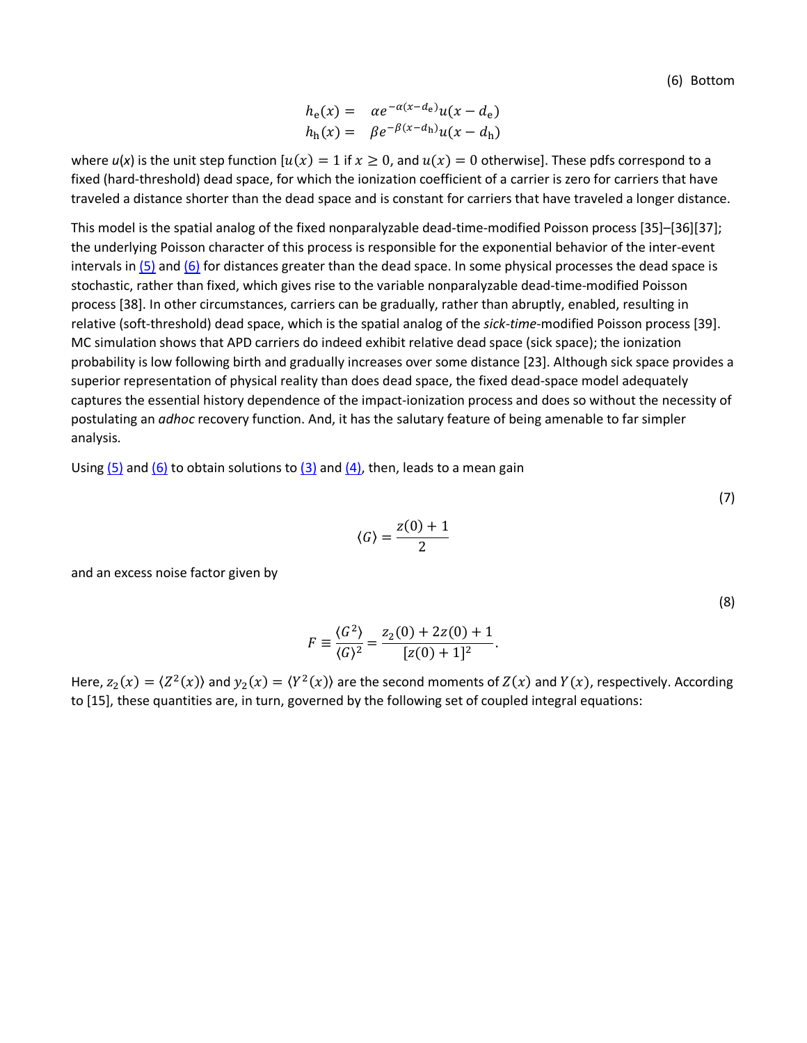(6) Bottom

$$
\begin{aligned}
h_{\mathrm{e}}(x) = &\quad \alpha e^{-\alpha(x-d_{\mathrm{e}})} u(x-d_{\mathrm{e}}) \\
h_{\mathrm{h}}(x) = &\quad \beta e^{-\beta(x-d_{\mathrm{h}})} u(x-d_{\mathrm{h}})
\end{aligned}
$$

where $u(x)$ is the unit step function [$u(x) = 1$ if $x \geq 0$, and $u(x) = 0$ otherwise]. These pdfs correspond to a fixed (hard-threshold) dead space, for which the ionization coefficient of a carrier is zero for carriers that have traveled a distance shorter than the dead space and is constant for carriers that have traveled a longer distance.

This model is the spatial analog of the fixed nonparalyzable dead-time-modified Poisson process [35]–[36][37]; the underlying Poisson character of this process is responsible for the exponential behavior of the inter-event intervals in (5) and (6) for distances greater than the dead space. In some physical processes the dead space is stochastic, rather than fixed, which gives rise to the variable nonparalyzable dead-time-modified Poisson process [38]. In other circumstances, carriers can be gradually, rather than abruptly, enabled, resulting in relative (soft-threshold) dead space, which is the spatial analog of the *sick-time*-modified Poisson process [39]. MC simulation shows that APD carriers do indeed exhibit relative dead space (sick space); the ionization probability is low following birth and gradually increases over some distance [23]. Although sick space provides a superior representation of physical reality than does dead space, the fixed dead-space model adequately captures the essential history dependence of the impact-ionization process and does so without the necessity of postulating an *adhoc* recovery function. And, it has the salutary feature of being amenable to far simpler analysis.

Using (5) and (6) to obtain solutions to (3) and (4), then, leads to a mean gain

(7)

$$
\langle G \rangle = \frac{z(0) + 1}{2}
$$

and an excess noise factor given by

(8)

$$
F \equiv \frac{\langle G^2 \rangle}{\langle G \rangle^2} = \frac{z_2(0) + 2z(0) + 1}{[z(0) + 1]^2}.
$$

Here, $z_2(x) = \langle Z^2(x) \rangle$ and $y_2(x) = \langle Y^2(x) \rangle$ are the second moments of $Z(x)$ and $Y(x)$, respectively. According to [15], these quantities are, in turn, governed by the following set of coupled integral equations: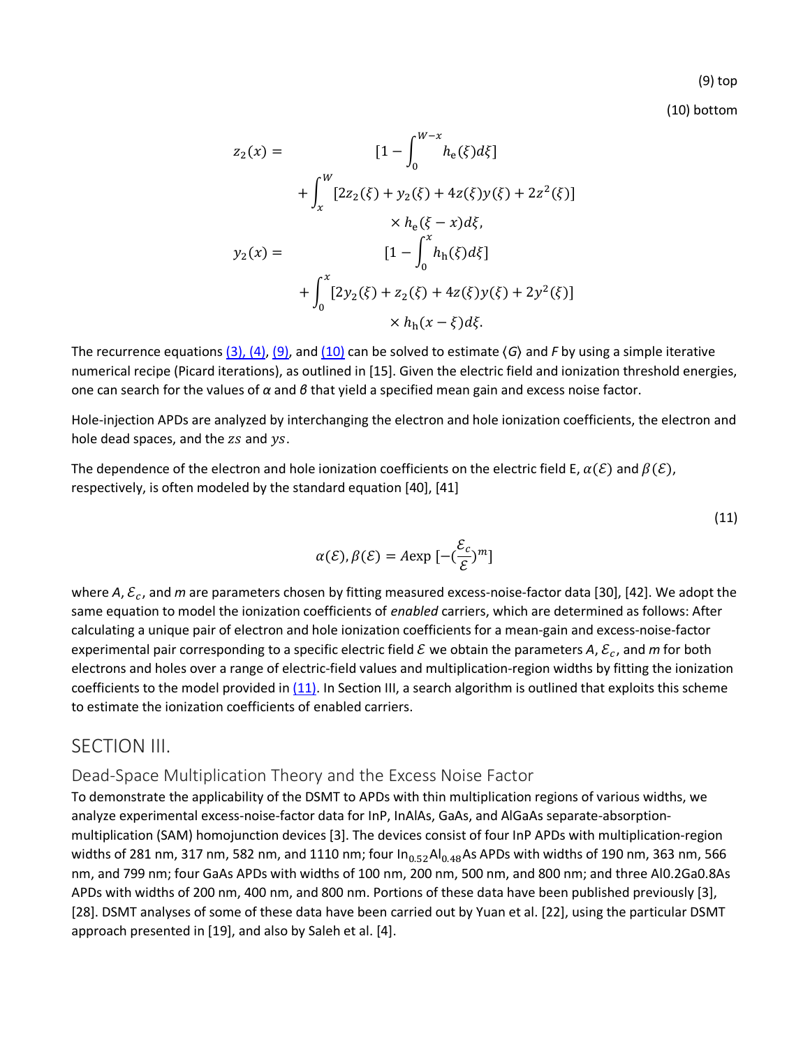(9) top

(10) bottom

$$
\begin{aligned}
z_2(x) = \quad & [1-\int_0^{W-x} h_{\mathrm{e}}(\xi)d\xi] \\
& +\int_x^W [2z_2(\xi)+y_2(\xi)+4z(\xi)y(\xi)+2z^2(\xi)] \\
& \times h_{\mathrm{e}}(\xi-x)d\xi, \\
y_2(x) = \quad & [1-\int_0^{x} h_{\mathrm{h}}(\xi)d\xi] \\
& +\int_0^x [2y_2(\xi)+z_2(\xi)+4z(\xi)y(\xi)+2y^2(\xi)] \\
& \times h_{\mathrm{h}}(x-\xi)d\xi.
\end{aligned}
$$

The recurrence equations (3), (4), (9), and (10) can be solved to estimate $\langle G\rangle$ and $F$ by using a simple iterative numerical recipe (Picard iterations), as outlined in [15]. Given the electric field and ionization threshold energies, one can search for the values of $\alpha$ and $\beta$ that yield a specified mean gain and excess noise factor.

Hole-injection APDs are analyzed by interchanging the electron and hole ionization coefficients, the electron and hole dead spaces, and the $zs$ and $ys$.

The dependence of the electron and hole ionization coefficients on the electric field E, $\alpha(\mathcal{E})$ and $\beta(\mathcal{E})$, respectively, is often modeled by the standard equation [40], [41]

(11)

$$\alpha(\mathcal{E}),\beta(\mathcal{E}) = A\exp\,[-(\frac{\mathcal{E}_c}{\mathcal{E}})^m]$$

where $A$, $\mathcal{E}_c$, and $m$ are parameters chosen by fitting measured excess-noise-factor data [30], [42]. We adopt the same equation to model the ionization coefficients of *enabled* carriers, which are determined as follows: After calculating a unique pair of electron and hole ionization coefficients for a mean-gain and excess-noise-factor experimental pair corresponding to a specific electric field $\mathcal{E}$ we obtain the parameters $A$, $\mathcal{E}_c$, and $m$ for both electrons and holes over a range of electric-field values and multiplication-region widths by fitting the ionization coefficients to the model provided in (11). In Section III, a search algorithm is outlined that exploits this scheme to estimate the ionization coefficients of enabled carriers.

## SECTION III.

### Dead-Space Multiplication Theory and the Excess Noise Factor

To demonstrate the applicability of the DSMT to APDs with thin multiplication regions of various widths, we analyze experimental excess-noise-factor data for InP, InAlAs, GaAs, and AlGaAs separate-absorption-multiplication (SAM) homojunction devices [3]. The devices consist of four InP APDs with multiplication-region widths of 281 nm, 317 nm, 582 nm, and 1110 nm; four $In_{0.52}Al_{0.48}As$ APDs with widths of 190 nm, 363 nm, 566 nm, and 799 nm; four GaAs APDs with widths of 100 nm, 200 nm, 500 nm, and 800 nm; and three Al0.2Ga0.8As APDs with widths of 200 nm, 400 nm, and 800 nm. Portions of these data have been published previously [3], [28]. DSMT analyses of some of these data have been carried out by Yuan et al. [22], using the particular DSMT approach presented in [19], and also by Saleh et al. [4].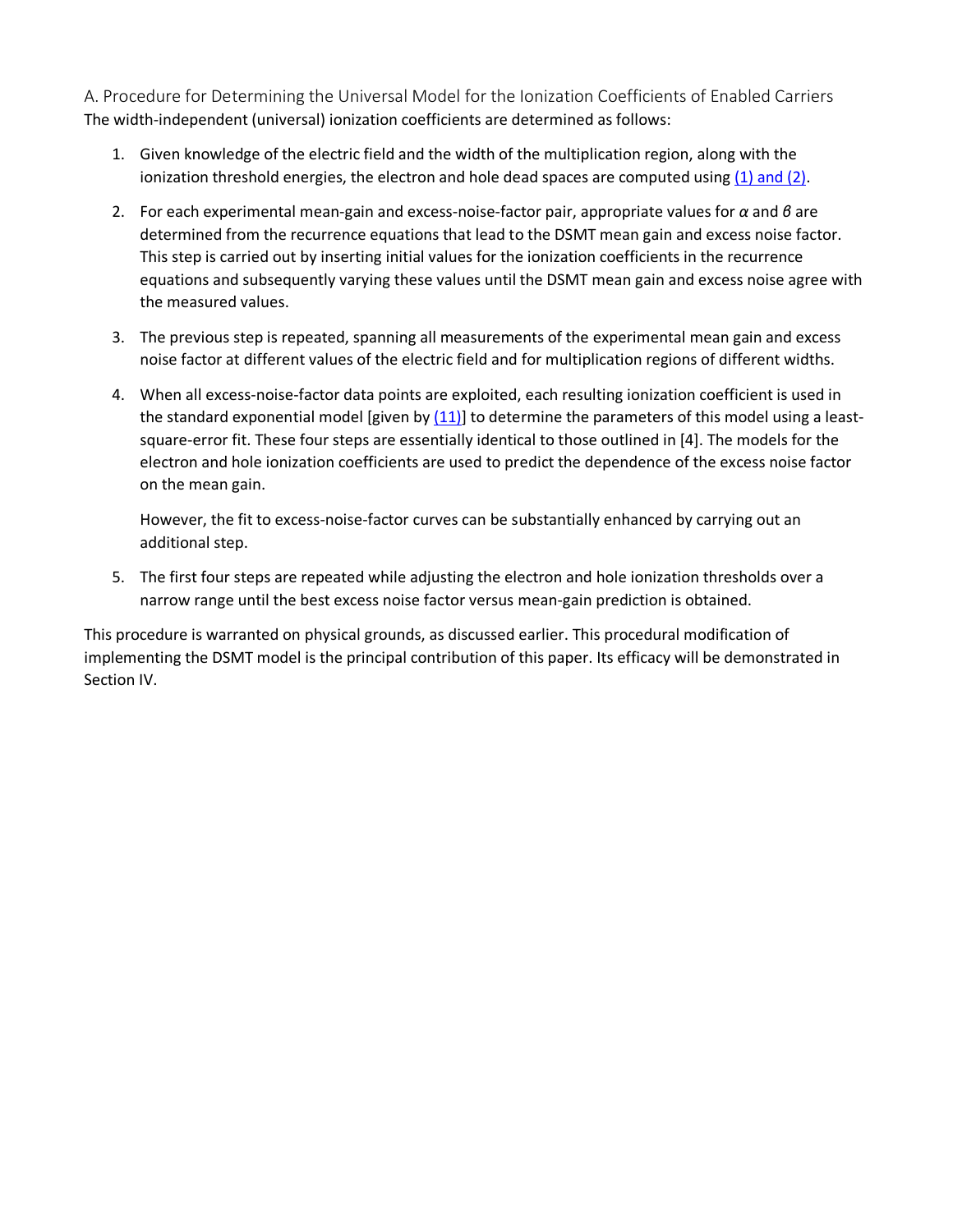### A. Procedure for Determining the Universal Model for the Ionization Coefficients of Enabled Carriers

The width-independent (universal) ionization coefficients are determined as follows:

1. Given knowledge of the electric field and the width of the multiplication region, along with the ionization threshold energies, the electron and hole dead spaces are computed using (1) and (2).

2. For each experimental mean-gain and excess-noise-factor pair, appropriate values for $\alpha$ and $\beta$ are determined from the recurrence equations that lead to the DSMT mean gain and excess noise factor. This step is carried out by inserting initial values for the ionization coefficients in the recurrence equations and subsequently varying these values until the DSMT mean gain and excess noise agree with the measured values.

3. The previous step is repeated, spanning all measurements of the experimental mean gain and excess noise factor at different values of the electric field and for multiplication regions of different widths.

4. When all excess-noise-factor data points are exploited, each resulting ionization coefficient is used in the standard exponential model [given by (11)] to determine the parameters of this model using a least-square-error fit. These four steps are essentially identical to those outlined in [4]. The models for the electron and hole ionization coefficients are used to predict the dependence of the excess noise factor on the mean gain.

   However, the fit to excess-noise-factor curves can be substantially enhanced by carrying out an additional step.

5. The first four steps are repeated while adjusting the electron and hole ionization thresholds over a narrow range until the best excess noise factor versus mean-gain prediction is obtained.

This procedure is warranted on physical grounds, as discussed earlier. This procedural modification of implementing the DSMT model is the principal contribution of this paper. Its efficacy will be demonstrated in Section IV.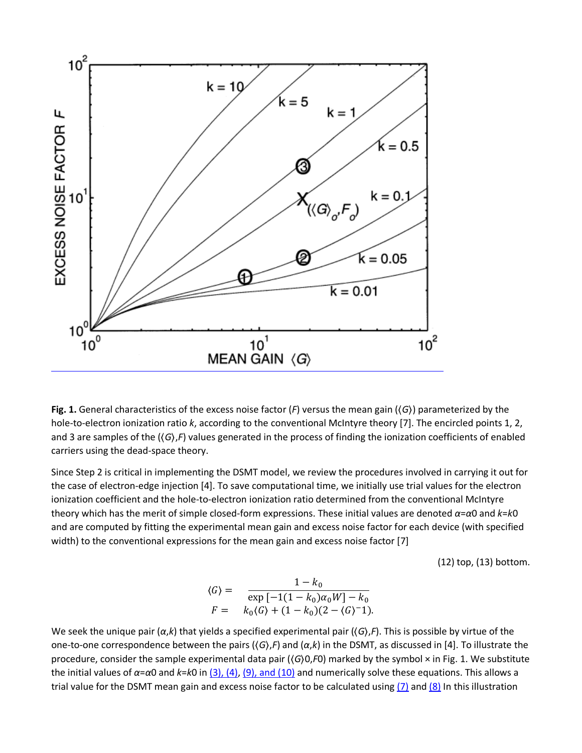**Fig. 1.** General characteristics of the excess noise factor ($F$) versus the mean gain ($\langle G\rangle$) parameterized by the hole-to-electron ionization ratio $k$, according to the conventional McIntyre theory [7]. The encircled points 1, 2, and 3 are samples of the ($\langle G\rangle$,$F$) values generated in the process of finding the ionization coefficients of enabled carriers using the dead-space theory.

Since Step 2 is critical in implementing the DSMT model, we review the procedures involved in carrying it out for the case of electron-edge injection [4]. To save computational time, we initially use trial values for the electron ionization coefficient and the hole-to-electron ionization ratio determined from the conventional McIntyre theory which has the merit of simple closed-form expressions. These initial values are denoted $\alpha=\alpha_0$ and $k=k_0$ and are computed by fitting the experimental mean gain and excess noise factor for each device (with specified width) to the conventional expressions for the mean gain and excess noise factor [7]

(12) top, (13) bottom.

$$\langle G\rangle = \frac{1-k_0}{\exp\left[-1(1-k_0)\alpha_0 W\right]-k_0}$$

$$F = k_0\langle G\rangle + (1-k_0)(2-\langle G\rangle^{-1}).$$

We seek the unique pair ($\alpha$,$k$) that yields a specified experimental pair ($\langle G\rangle$,$F$). This is possible by virtue of the one-to-one correspondence between the pairs ($\langle G\rangle$,$F$) and ($\alpha$,$k$) in the DSMT, as discussed in [4]. To illustrate the procedure, consider the sample experimental data pair ($\langle G\rangle_0$,$F_0$) marked by the symbol × in Fig. 1. We substitute the initial values of $\alpha=\alpha_0$ and $k=k_0$ in (3), (4), (9), and (10) and numerically solve these equations. This allows a trial value for the DSMT mean gain and excess noise factor to be calculated using (7) and (8) In this illustration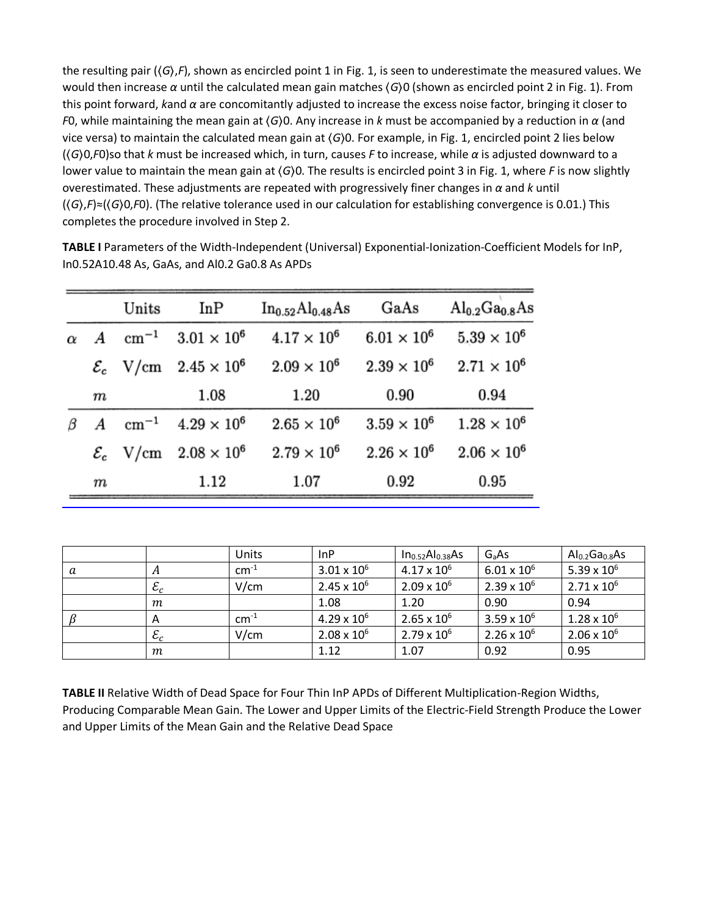the resulting pair (⟨$G$⟩,$F$), shown as encircled point 1 in Fig. 1, is seen to underestimate the measured values. We would then increase $\alpha$ until the calculated mean gain matches $\langle G \rangle_0$ (shown as encircled point 2 in Fig. 1). From this point forward, $k$and $\alpha$ are concomitantly adjusted to increase the excess noise factor, bringing it closer to $F_0$, while maintaining the mean gain at $\langle G \rangle_0$. Any increase in $k$ must be accompanied by a reduction in $\alpha$ (and vice versa) to maintain the calculated mean gain at $\langle G \rangle_0$. For example, in Fig. 1, encircled point 2 lies below $(\langle G \rangle_0, F_0)$so that $k$ must be increased which, in turn, causes $F$ to increase, while $\alpha$ is adjusted downward to a lower value to maintain the mean gain at $\langle G \rangle_0$. The results is encircled point 3 in Fig. 1, where $F$ is now slightly overestimated. These adjustments are repeated with progressively finer changes in $\alpha$ and $k$ until $(\langle G \rangle, F) \approx (\langle G \rangle_0, F_0)$. (The relative tolerance used in our calculation for establishing convergence is 0.01.) This completes the procedure involved in Step 2.

**TABLE I** Parameters of the Width-Independent (Universal) Exponential-Ionization-Coefficient Models for InP, In0.52A10.48 As, GaAs, and Al0.2 Ga0.8 As APDs

| | | Units | InP | $In_{0.52}Al_{0.48}As$ | GaAs | $Al_{0.2}Ga_{0.8}As$ |
|---|---|---|---|---|---|---|
| $\alpha$ | $A$ | $cm^{-1}$ | $3.01 \times 10^6$ | $4.17 \times 10^6$ | $6.01 \times 10^6$ | $5.39 \times 10^6$ |
| | $\mathcal{E}_c$ | V/cm | $2.45 \times 10^6$ | $2.09 \times 10^6$ | $2.39 \times 10^6$ | $2.71 \times 10^6$ |
| | $m$ | | 1.08 | 1.20 | 0.90 | 0.94 |
| $\beta$ | $A$ | $cm^{-1}$ | $4.29 \times 10^6$ | $2.65 \times 10^6$ | $3.59 \times 10^6$ | $1.28 \times 10^6$ |
| | $\mathcal{E}_c$ | V/cm | $2.08 \times 10^6$ | $2.79 \times 10^6$ | $2.26 \times 10^6$ | $2.06 \times 10^6$ |
| | $m$ | | 1.12 | 1.07 | 0.92 | 0.95 |

| | | Units | InP | $In_{0.52}Al_{0.38}As$ | GaAs | $Al_{0.2}Ga_{0.8}As$ |
|---|---|---|---|---|---|---|
| $\alpha$ | $A$ | $cm^{-1}$ | $3.01 \times 10^6$ | $4.17 \times 10^6$ | $6.01 \times 10^6$ | $5.39 \times 10^6$ |
| | $\mathcal{E}_c$ | V/cm | $2.45 \times 10^6$ | $2.09 \times 10^6$ | $2.39 \times 10^6$ | $2.71 \times 10^6$ |
| | $m$ | | 1.08 | 1.20 | 0.90 | 0.94 |
| $\beta$ | A | $cm^{-1}$ | $4.29 \times 10^6$ | $2.65 \times 10^6$ | $3.59 \times 10^6$ | $1.28 \times 10^6$ |
| | $\mathcal{E}_c$ | V/cm | $2.08 \times 10^6$ | $2.79 \times 10^6$ | $2.26 \times 10^6$ | $2.06 \times 10^6$ |
| | $m$ | | 1.12 | 1.07 | 0.92 | 0.95 |

**TABLE II** Relative Width of Dead Space for Four Thin InP APDs of Different Multiplication-Region Widths, Producing Comparable Mean Gain. The Lower and Upper Limits of the Electric-Field Strength Produce the Lower and Upper Limits of the Mean Gain and the Relative Dead Space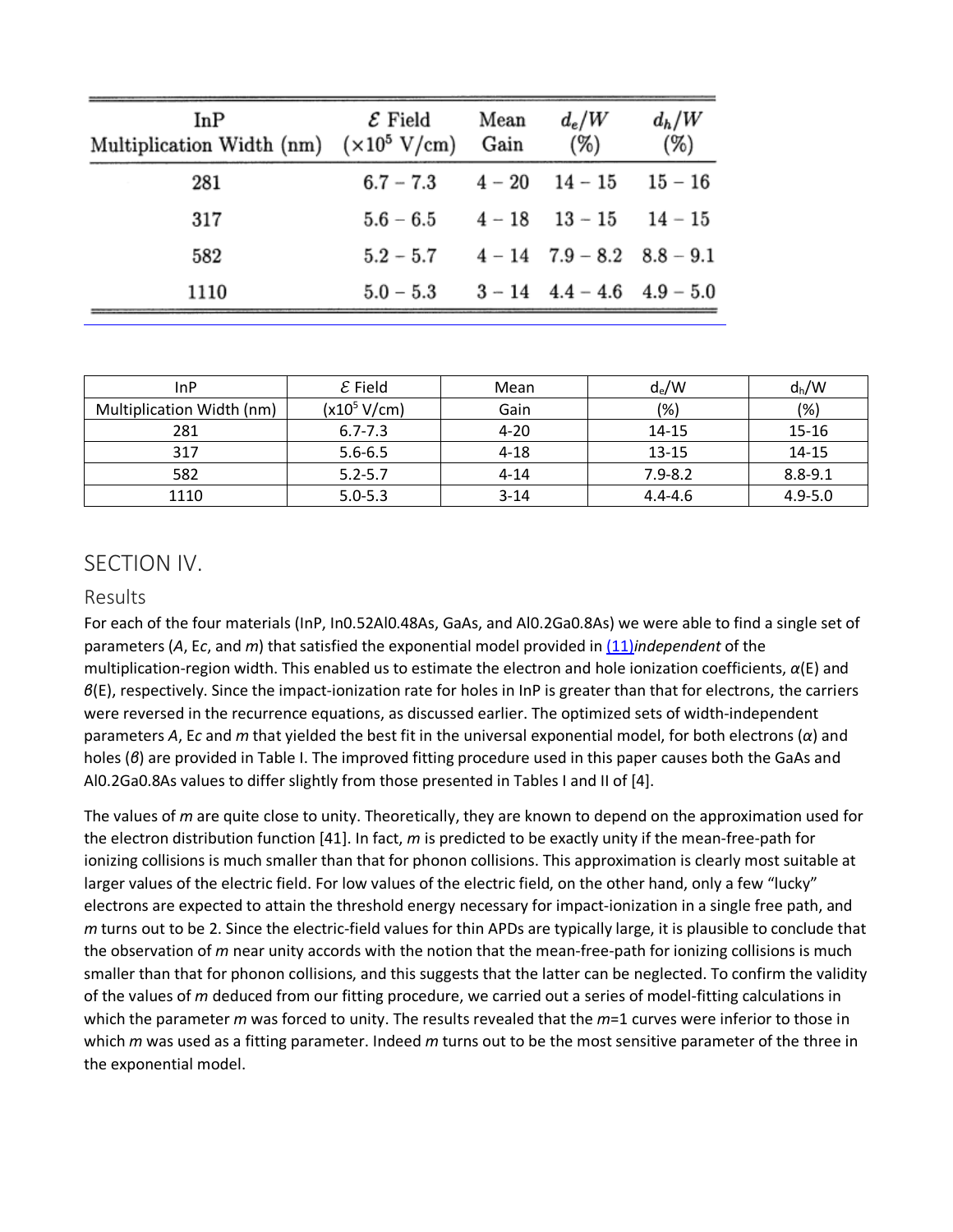| InP Multiplication Width (nm) | $\mathcal{E}$ Field ($\times 10^5$ V/cm) | Mean Gain | $d_e/W$ (%) | $d_h/W$ (%) |
|---|---|---|---|---|
| 281 | 6.7 − 7.3 | 4 − 20 | 14 − 15 | 15 − 16 |
| 317 | 5.6 − 6.5 | 4 − 18 | 13 − 15 | 14 − 15 |
| 582 | 5.2 − 5.7 | 4 − 14 | 7.9 − 8.2 | 8.8 − 9.1 |
| 1110 | 5.0 − 5.3 | 3 − 14 | 4.4 − 4.6 | 4.9 − 5.0 |

| InP Multiplication Width (nm) | $\mathcal{E}$ Field (x$10^5$ V/cm) | Mean Gain | $d_e/W$ (%) | $d_h/W$ (%) |
|---|---|---|---|---|
| 281 | 6.7-7.3 | 4-20 | 14-15 | 15-16 |
| 317 | 5.6-6.5 | 4-18 | 13-15 | 14-15 |
| 582 | 5.2-5.7 | 4-14 | 7.9-8.2 | 8.8-9.1 |
| 1110 | 5.0-5.3 | 3-14 | 4.4-4.6 | 4.9-5.0 |

# SECTION IV.

## Results

For each of the four materials (InP, $In_{0.52}Al_{0.48}As$, GaAs, and $Al_{0.2}Ga_{0.8}As$) we were able to find a single set of parameters ($A$, $E_c$, and $m$) that satisfied the exponential model provided in (11)*independent* of the multiplication-region width. This enabled us to estimate the electron and hole ionization coefficients, $\alpha(E)$ and $\beta(E)$, respectively. Since the impact-ionization rate for holes in InP is greater than that for electrons, the carriers were reversed in the recurrence equations, as discussed earlier. The optimized sets of width-independent parameters $A$, $E_c$ and $m$ that yielded the best fit in the universal exponential model, for both electrons ($\alpha$) and holes ($\beta$) are provided in Table I. The improved fitting procedure used in this paper causes both the GaAs and $Al_{0.2}Ga_{0.8}As$ values to differ slightly from those presented in Tables I and II of [4].

The values of $m$ are quite close to unity. Theoretically, they are known to depend on the approximation used for the electron distribution function [41]. In fact, $m$ is predicted to be exactly unity if the mean-free-path for ionizing collisions is much smaller than that for phonon collisions. This approximation is clearly most suitable at larger values of the electric field. For low values of the electric field, on the other hand, only a few "lucky" electrons are expected to attain the threshold energy necessary for impact-ionization in a single free path, and $m$ turns out to be 2. Since the electric-field values for thin APDs are typically large, it is plausible to conclude that the observation of $m$ near unity accords with the notion that the mean-free-path for ionizing collisions is much smaller than that for phonon collisions, and this suggests that the latter can be neglected. To confirm the validity of the values of $m$ deduced from our fitting procedure, we carried out a series of model-fitting calculations in which the parameter $m$ was forced to unity. The results revealed that the $m$=1 curves were inferior to those in which $m$ was used as a fitting parameter. Indeed $m$ turns out to be the most sensitive parameter of the three in the exponential model.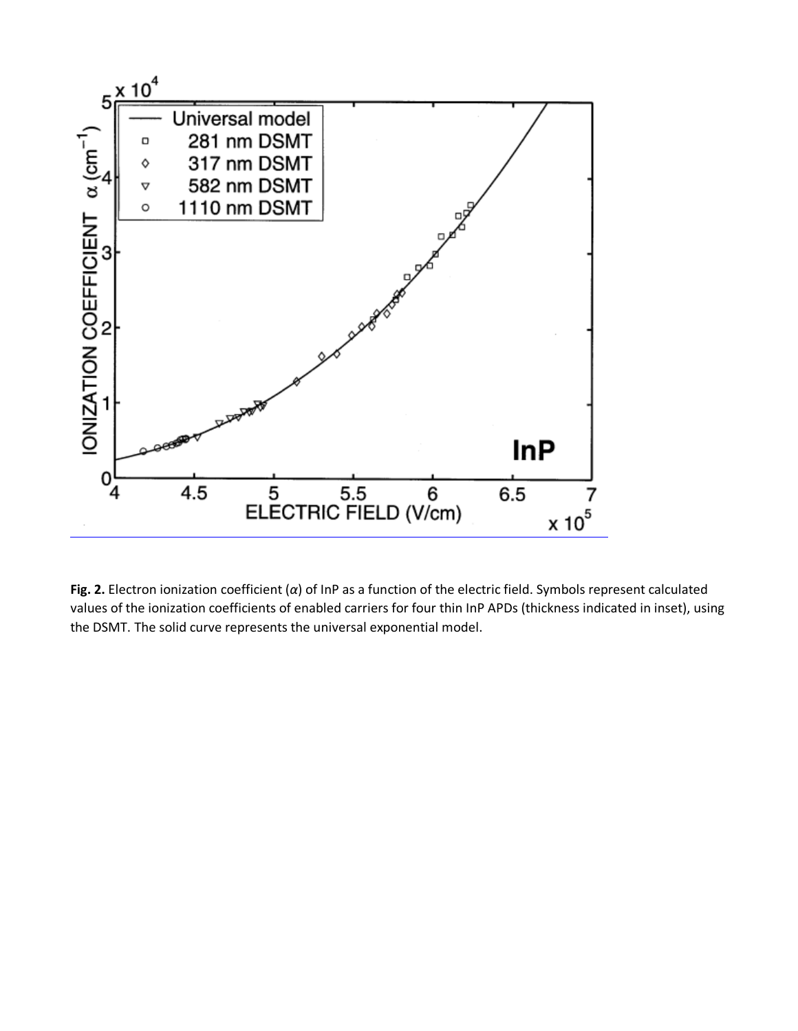**Fig. 2.** Electron ionization coefficient ($\alpha$) of InP as a function of the electric field. Symbols represent calculated values of the ionization coefficients of enabled carriers for four thin InP APDs (thickness indicated in inset), using the DSMT. The solid curve represents the universal exponential model.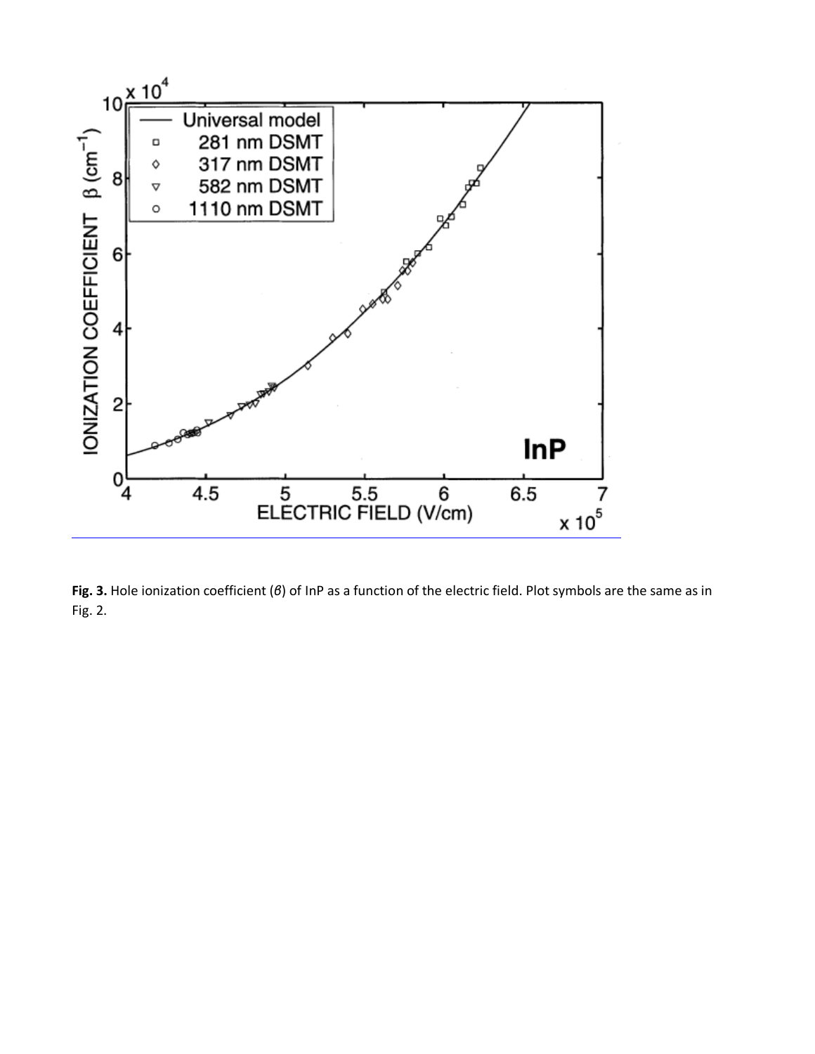**Fig. 3.** Hole ionization coefficient ($\beta$) of InP as a function of the electric field. Plot symbols are the same as in Fig. 2.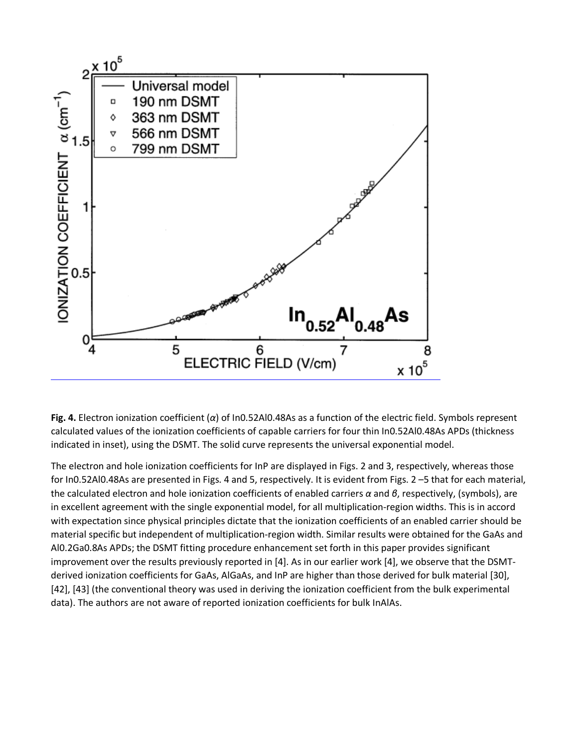**Fig. 4.** Electron ionization coefficient ($\alpha$) of $In_{0.52}Al_{0.48}As$ as a function of the electric field. Symbols represent calculated values of the ionization coefficients of capable carriers for four thin $In_{0.52}Al_{0.48}As$ APDs (thickness indicated in inset), using the DSMT. The solid curve represents the universal exponential model.

The electron and hole ionization coefficients for InP are displayed in Figs. 2 and 3, respectively, whereas those for $In_{0.52}Al_{0.48}As$ are presented in Figs. 4 and 5, respectively. It is evident from Figs. 2 –5 that for each material, the calculated electron and hole ionization coefficients of enabled carriers $\alpha$ and $\beta$, respectively, (symbols), are in excellent agreement with the single exponential model, for all multiplication-region widths. This is in accord with expectation since physical principles dictate that the ionization coefficients of an enabled carrier should be material specific but independent of multiplication-region width. Similar results were obtained for the GaAs and $Al_{0.2}Ga_{0.8}As$ APDs; the DSMT fitting procedure enhancement set forth in this paper provides significant improvement over the results previously reported in [4]. As in our earlier work [4], we observe that the DSMT-derived ionization coefficients for GaAs, AlGaAs, and InP are higher than those derived for bulk material [30], [42], [43] (the conventional theory was used in deriving the ionization coefficient from the bulk experimental data). The authors are not aware of reported ionization coefficients for bulk InAlAs.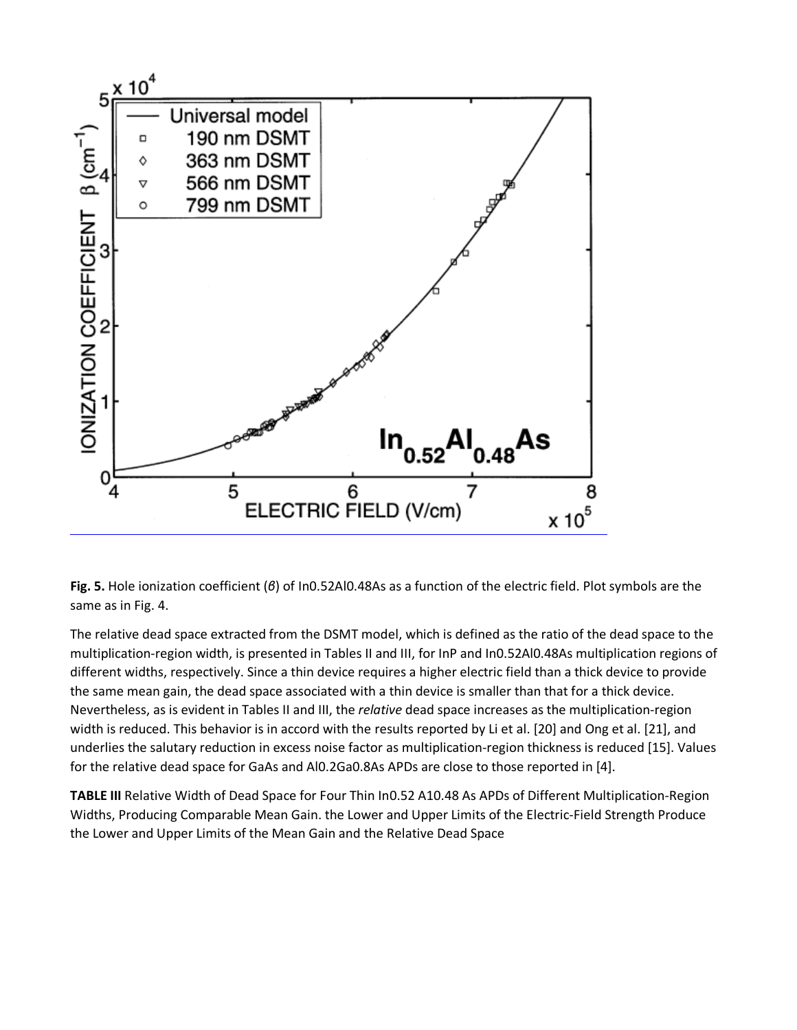**Fig. 5.** Hole ionization coefficient ($\beta$) of $In_{0.52}Al_{0.48}As$ as a function of the electric field. Plot symbols are the same as in Fig. 4.

The relative dead space extracted from the DSMT model, which is defined as the ratio of the dead space to the multiplication-region width, is presented in Tables II and III, for InP and $In_{0.52}Al_{0.48}As$ multiplication regions of different widths, respectively. Since a thin device requires a higher electric field than a thick device to provide the same mean gain, the dead space associated with a thin device is smaller than that for a thick device. Nevertheless, as is evident in Tables II and III, the *relative* dead space increases as the multiplication-region width is reduced. This behavior is in accord with the results reported by Li et al. [20] and Ong et al. [21], and underlies the salutary reduction in excess noise factor as multiplication-region thickness is reduced [15]. Values for the relative dead space for GaAs and $Al_{0.2}Ga_{0.8}As$ APDs are close to those reported in [4].

**TABLE III** Relative Width of Dead Space for Four Thin In0.52 A10.48 As APDs of Different Multiplication-Region Widths, Producing Comparable Mean Gain. the Lower and Upper Limits of the Electric-Field Strength Produce the Lower and Upper Limits of the Mean Gain and the Relative Dead Space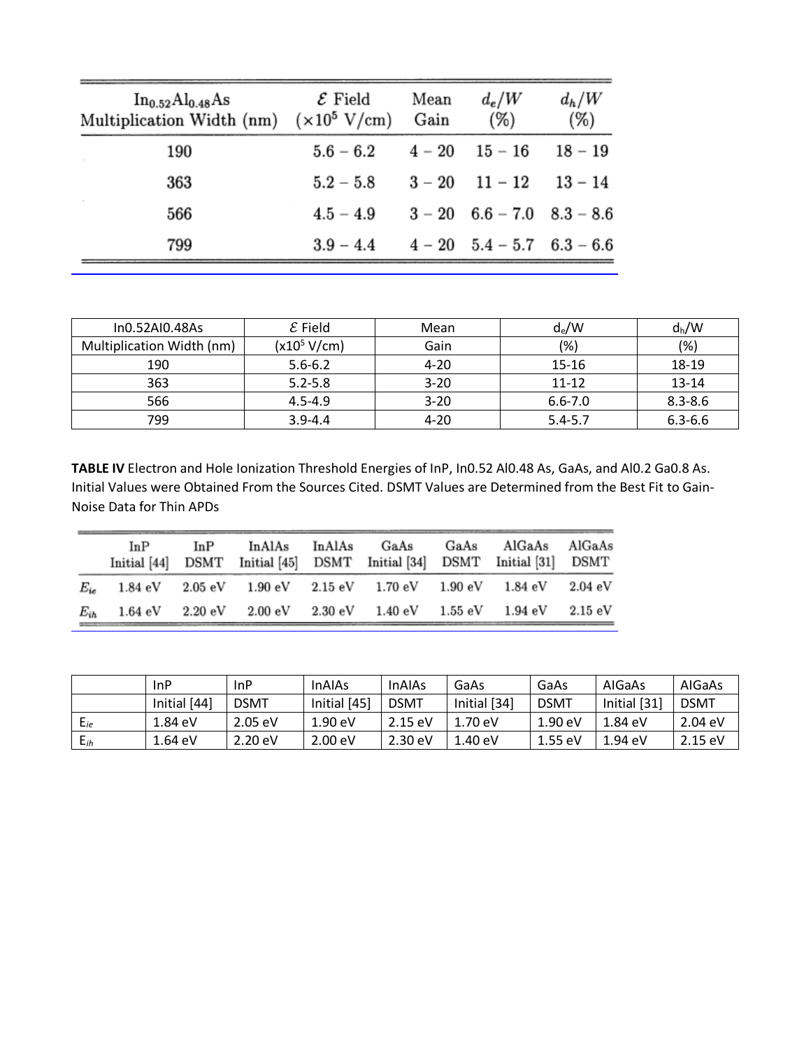| $In_{0.52}Al_{0.48}As$ Multiplication Width (nm) | $\mathcal{E}$ Field ($\times 10^5$ V/cm) | Mean Gain | $d_e/W$ (%) | $d_h/W$ (%) |
|---|---|---|---|---|
| 190 | 5.6 − 6.2 | 4 − 20 | 15 − 16 | 18 − 19 |
| 363 | 5.2 − 5.8 | 3 − 20 | 11 − 12 | 13 − 14 |
| 566 | 4.5 − 4.9 | 3 − 20 | 6.6 − 7.0 | 8.3 − 8.6 |
| 799 | 3.9 − 4.4 | 4 − 20 | 5.4 − 5.7 | 6.3 − 6.6 |

| In0.52Al0.48As Multiplication Width (nm) | $\mathcal{E}$ Field ($\times 10^5$ V/cm) | Mean Gain | $d_e$/W (%) | $d_h$/W (%) |
|---|---|---|---|---|
| 190 | 5.6-6.2 | 4-20 | 15-16 | 18-19 |
| 363 | 5.2-5.8 | 3-20 | 11-12 | 13-14 |
| 566 | 4.5-4.9 | 3-20 | 6.6-7.0 | 8.3-8.6 |
| 799 | 3.9-4.4 | 4-20 | 5.4-5.7 | 6.3-6.6 |

**TABLE IV** Electron and Hole Ionization Threshold Energies of InP, In0.52 Al0.48 As, GaAs, and Al0.2 Ga0.8 As. Initial Values were Obtained From the Sources Cited. DSMT Values are Determined from the Best Fit to Gain-Noise Data for Thin APDs

| | InP Initial [44] | InP DSMT | InAlAs Initial [45] | InAlAs DSMT | GaAs Initial [34] | GaAs DSMT | AlGaAs Initial [31] | AlGaAs DSMT |
|---|---|---|---|---|---|---|---|---|
| $E_{ie}$ | 1.84 eV | 2.05 eV | 1.90 eV | 2.15 eV | 1.70 eV | 1.90 eV | 1.84 eV | 2.04 eV |
| $E_{ih}$ | 1.64 eV | 2.20 eV | 2.00 eV | 2.30 eV | 1.40 eV | 1.55 eV | 1.94 eV | 2.15 eV |

| | InP | InP | InAlAs | InAlAs | GaAs | GaAs | AlGaAs | AlGaAs |
|---|---|---|---|---|---|---|---|---|
| | Initial [44] | DSMT | Initial [45] | DSMT | Initial [34] | DSMT | Initial [31] | DSMT |
| $E_{ie}$ | 1.84 eV | 2.05 eV | 1.90 eV | 2.15 eV | 1.70 eV | 1.90 eV | 1.84 eV | 2.04 eV |
| $E_{ih}$ | 1.64 eV | 2.20 eV | 2.00 eV | 2.30 eV | 1.40 eV | 1.55 eV | 1.94 eV | 2.15 eV |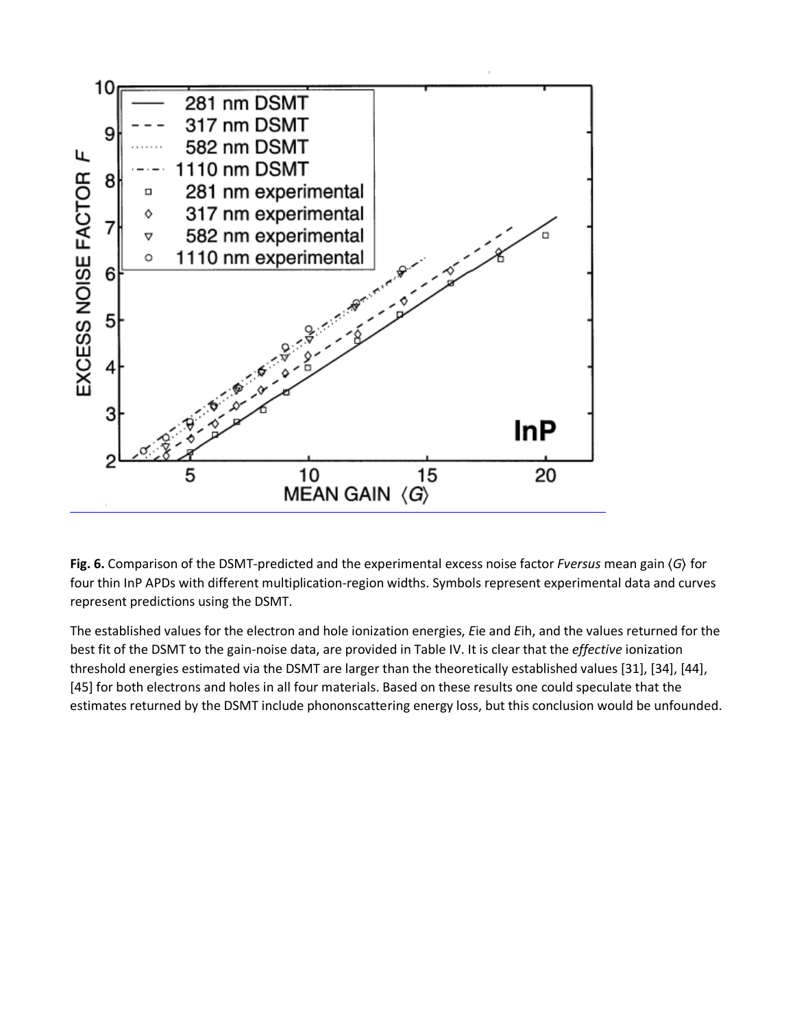**Fig. 6.** Comparison of the DSMT-predicted and the experimental excess noise factor *F versus* mean gain ⟨*G*⟩ for four thin InP APDs with different multiplication-region widths. Symbols represent experimental data and curves represent predictions using the DSMT.

The established values for the electron and hole ionization energies, $E_{ie}$ and $E_{ih}$, and the values returned for the best fit of the DSMT to the gain-noise data, are provided in Table IV. It is clear that the *effective* ionization threshold energies estimated via the DSMT are larger than the theoretically established values [31], [34], [44], [45] for both electrons and holes in all four materials. Based on these results one could speculate that the estimates returned by the DSMT include phononscattering energy loss, but this conclusion would be unfounded.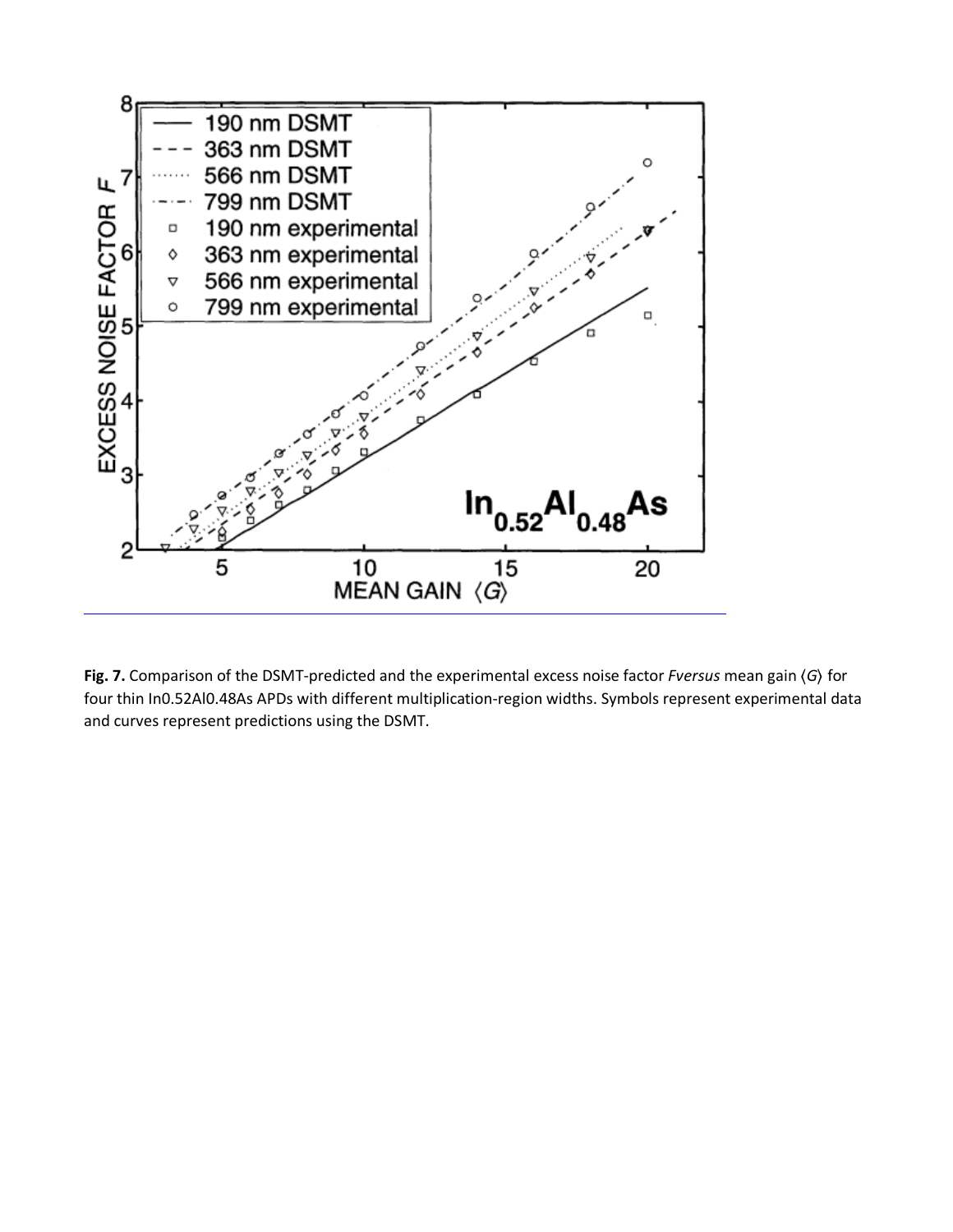**Fig. 7.** Comparison of the DSMT-predicted and the experimental excess noise factor *F versus* mean gain ⟨*G*⟩ for four thin $In_{0.52}Al_{0.48}As$ APDs with different multiplication-region widths. Symbols represent experimental data and curves represent predictions using the DSMT.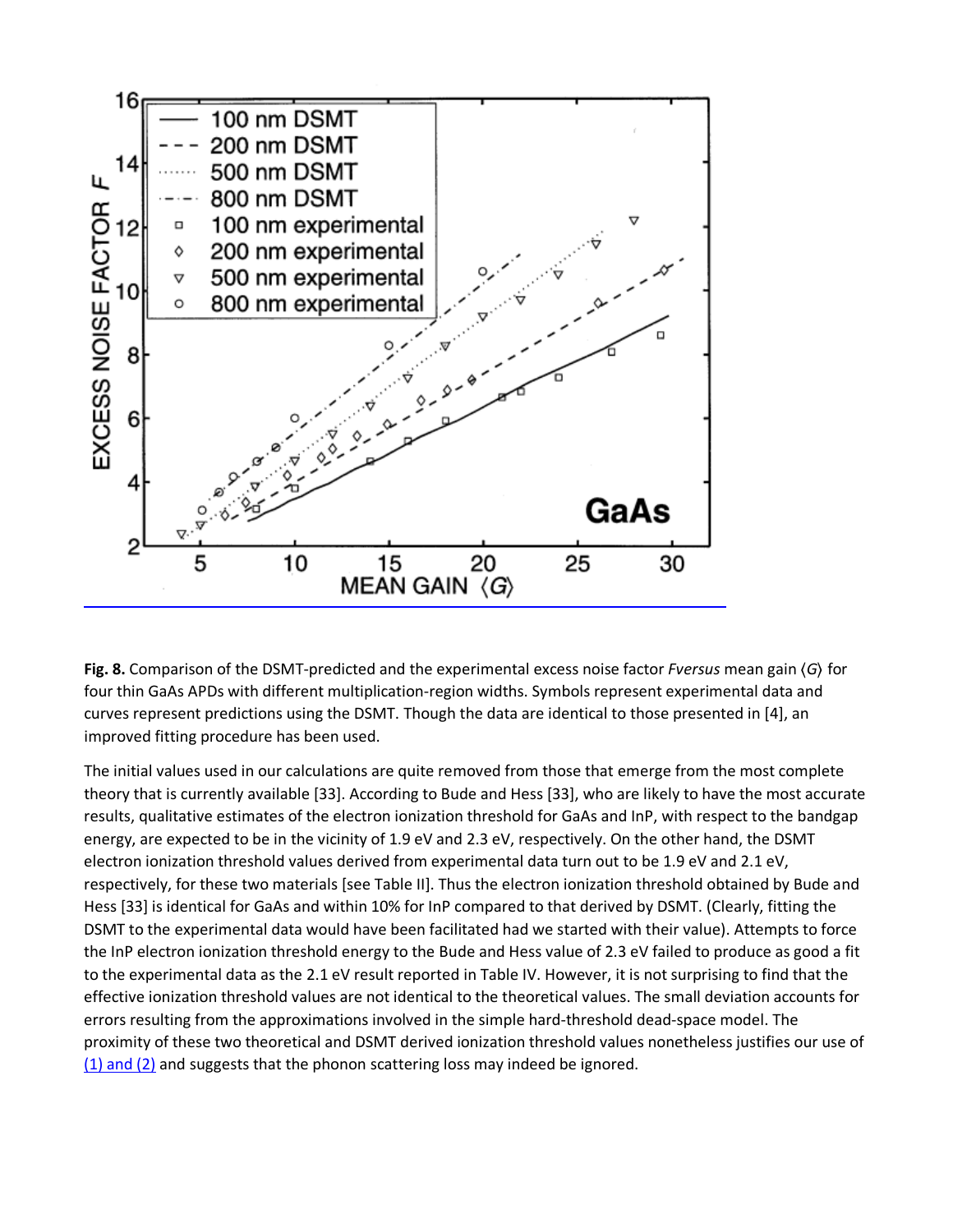**Fig. 8.** Comparison of the DSMT-predicted and the experimental excess noise factor *F* *versus* mean gain ⟨*G*⟩ for four thin GaAs APDs with different multiplication-region widths. Symbols represent experimental data and curves represent predictions using the DSMT. Though the data are identical to those presented in [4], an improved fitting procedure has been used.

The initial values used in our calculations are quite removed from those that emerge from the most complete theory that is currently available [33]. According to Bude and Hess [33], who are likely to have the most accurate results, qualitative estimates of the electron ionization threshold for GaAs and InP, with respect to the bandgap energy, are expected to be in the vicinity of 1.9 eV and 2.3 eV, respectively. On the other hand, the DSMT electron ionization threshold values derived from experimental data turn out to be 1.9 eV and 2.1 eV, respectively, for these two materials [see Table II]. Thus the electron ionization threshold obtained by Bude and Hess [33] is identical for GaAs and within 10% for InP compared to that derived by DSMT. (Clearly, fitting the DSMT to the experimental data would have been facilitated had we started with their value). Attempts to force the InP electron ionization threshold energy to the Bude and Hess value of 2.3 eV failed to produce as good a fit to the experimental data as the 2.1 eV result reported in Table IV. However, it is not surprising to find that the effective ionization threshold values are not identical to the theoretical values. The small deviation accounts for errors resulting from the approximations involved in the simple hard-threshold dead-space model. The proximity of these two theoretical and DSMT derived ionization threshold values nonetheless justifies our use of (1) and (2) and suggests that the phonon scattering loss may indeed be ignored.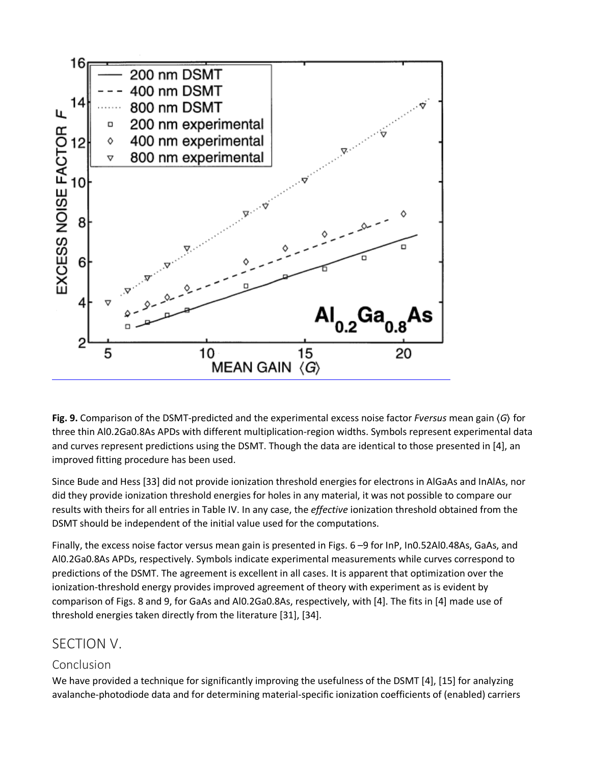**Fig. 9.** Comparison of the DSMT-predicted and the experimental excess noise factor *F* *versus* mean gain ⟨*G*⟩ for three thin $Al_{0.2}Ga_{0.8}As$ APDs with different multiplication-region widths. Symbols represent experimental data and curves represent predictions using the DSMT. Though the data are identical to those presented in [4], an improved fitting procedure has been used.

Since Bude and Hess [33] did not provide ionization threshold energies for electrons in AlGaAs and InAlAs, nor did they provide ionization threshold energies for holes in any material, it was not possible to compare our results with theirs for all entries in Table IV. In any case, the *effective* ionization threshold obtained from the DSMT should be independent of the initial value used for the computations.

Finally, the excess noise factor versus mean gain is presented in Figs. 6 –9 for InP, $In_{0.52}Al_{0.48}As$, GaAs, and $Al_{0.2}Ga_{0.8}As$ APDs, respectively. Symbols indicate experimental measurements while curves correspond to predictions of the DSMT. The agreement is excellent in all cases. It is apparent that optimization over the ionization-threshold energy provides improved agreement of theory with experiment as is evident by comparison of Figs. 8 and 9, for GaAs and $Al_{0.2}Ga_{0.8}As$, respectively, with [4]. The fits in [4] made use of threshold energies taken directly from the literature [31], [34].

## SECTION V.

### Conclusion

We have provided a technique for significantly improving the usefulness of the DSMT [4], [15] for analyzing avalanche-photodiode data and for determining material-specific ionization coefficients of (enabled) carriers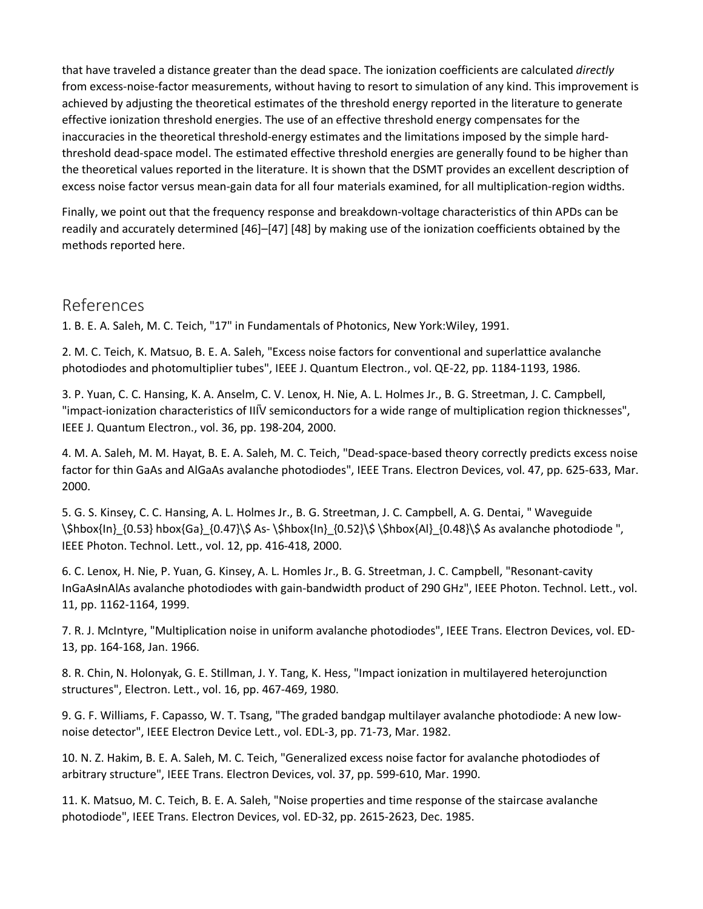that have traveled a distance greater than the dead space. The ionization coefficients are calculated *directly* from excess-noise-factor measurements, without having to resort to simulation of any kind. This improvement is achieved by adjusting the theoretical estimates of the threshold energy reported in the literature to generate effective ionization threshold energies. The use of an effective threshold energy compensates for the inaccuracies in the theoretical threshold-energy estimates and the limitations imposed by the simple hard-threshold dead-space model. The estimated effective threshold energies are generally found to be higher than the theoretical values reported in the literature. It is shown that the DSMT provides an excellent description of excess noise factor versus mean-gain data for all four materials examined, for all multiplication-region widths.

Finally, we point out that the frequency response and breakdown-voltage characteristics of thin APDs can be readily and accurately determined [46]–[47] [48] by making use of the ionization coefficients obtained by the methods reported here.

## References

1. B. E. A. Saleh, M. C. Teich, "17" in Fundamentals of Photonics, New York:Wiley, 1991.

2. M. C. Teich, K. Matsuo, B. E. A. Saleh, "Excess noise factors for conventional and superlattice avalanche photodiodes and photomultiplier tubes", IEEE J. Quantum Electron., vol. QE-22, pp. 1184-1193, 1986.

3. P. Yuan, C. C. Hansing, K. A. Anselm, C. V. Lenox, H. Nie, A. L. Holmes Jr., B. G. Streetman, J. C. Campbell, "impact-ionization characteristics of IIĪV semiconductors for a wide range of multiplication region thicknesses", IEEE J. Quantum Electron., vol. 36, pp. 198-204, 2000.

4. M. A. Saleh, M. M. Hayat, B. E. A. Saleh, M. C. Teich, "Dead-space-based theory correctly predicts excess noise factor for thin GaAs and AlGaAs avalanche photodiodes", IEEE Trans. Electron Devices, vol. 47, pp. 625-633, Mar. 2000.

5. G. S. Kinsey, C. C. Hansing, A. L. Holmes Jr., B. G. Streetman, J. C. Campbell, A. G. Dentai, " Waveguide \$hbox{In}_{0.53} hbox{Ga}_{0.47}\$ As- \$hbox{In}_{0.52}\$ \$hbox{Al}_{0.48}\$ As avalanche photodiode ", IEEE Photon. Technol. Lett., vol. 12, pp. 416-418, 2000.

6. C. Lenox, H. Nie, P. Yuan, G. Kinsey, A. L. Homles Jr., B. G. Streetman, J. C. Campbell, "Resonant-cavity InGaAsInAlAs avalanche photodiodes with gain-bandwidth product of 290 GHz", IEEE Photon. Technol. Lett., vol. 11, pp. 1162-1164, 1999.

7. R. J. McIntyre, "Multiplication noise in uniform avalanche photodiodes", IEEE Trans. Electron Devices, vol. ED-13, pp. 164-168, Jan. 1966.

8. R. Chin, N. Holonyak, G. E. Stillman, J. Y. Tang, K. Hess, "Impact ionization in multilayered heterojunction structures", Electron. Lett., vol. 16, pp. 467-469, 1980.

9. G. F. Williams, F. Capasso, W. T. Tsang, "The graded bandgap multilayer avalanche photodiode: A new low-noise detector", IEEE Electron Device Lett., vol. EDL-3, pp. 71-73, Mar. 1982.

10. N. Z. Hakim, B. E. A. Saleh, M. C. Teich, "Generalized excess noise factor for avalanche photodiodes of arbitrary structure", IEEE Trans. Electron Devices, vol. 37, pp. 599-610, Mar. 1990.

11. K. Matsuo, M. C. Teich, B. E. A. Saleh, "Noise properties and time response of the staircase avalanche photodiode", IEEE Trans. Electron Devices, vol. ED-32, pp. 2615-2623, Dec. 1985.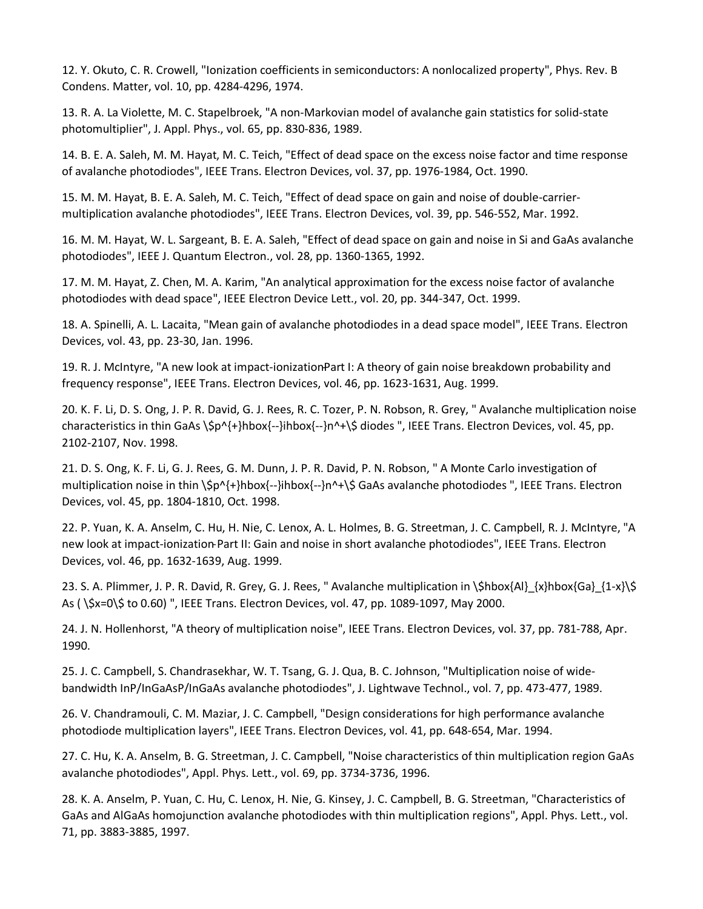12. Y. Okuto, C. R. Crowell, "Ionization coefficients in semiconductors: A nonlocalized property", Phys. Rev. B Condens. Matter, vol. 10, pp. 4284-4296, 1974.

13. R. A. La Violette, M. C. Stapelbroek, "A non-Markovian model of avalanche gain statistics for solid-state photomultiplier", J. Appl. Phys., vol. 65, pp. 830-836, 1989.

14. B. E. A. Saleh, M. M. Hayat, M. C. Teich, "Effect of dead space on the excess noise factor and time response of avalanche photodiodes", IEEE Trans. Electron Devices, vol. 37, pp. 1976-1984, Oct. 1990.

15. M. M. Hayat, B. E. A. Saleh, M. C. Teich, "Effect of dead space on gain and noise of double-carrier-multiplication avalanche photodiodes", IEEE Trans. Electron Devices, vol. 39, pp. 546-552, Mar. 1992.

16. M. M. Hayat, W. L. Sargeant, B. E. A. Saleh, "Effect of dead space on gain and noise in Si and GaAs avalanche photodiodes", IEEE J. Quantum Electron., vol. 28, pp. 1360-1365, 1992.

17. M. M. Hayat, Z. Chen, M. A. Karim, "An analytical approximation for the excess noise factor of avalanche photodiodes with dead space", IEEE Electron Device Lett., vol. 20, pp. 344-347, Oct. 1999.

18. A. Spinelli, A. L. Lacaita, "Mean gain of avalanche photodiodes in a dead space model", IEEE Trans. Electron Devices, vol. 43, pp. 23-30, Jan. 1996.

19. R. J. McIntyre, "A new look at impact-ionizationPart I: A theory of gain noise breakdown probability and frequency response", IEEE Trans. Electron Devices, vol. 46, pp. 1623-1631, Aug. 1999.

20. K. F. Li, D. S. Ong, J. P. R. David, G. J. Rees, R. C. Tozer, P. N. Robson, R. Grey, " Avalanche multiplication noise characteristics in thin GaAs $p^{+}\hbox{--}i\hbox{--}n^+$ diodes ", IEEE Trans. Electron Devices, vol. 45, pp. 2102-2107, Nov. 1998.

21. D. S. Ong, K. F. Li, G. J. Rees, G. M. Dunn, J. P. R. David, P. N. Robson, " A Monte Carlo investigation of multiplication noise in thin $p^{+}\hbox{--}i\hbox{--}n^+$ GaAs avalanche photodiodes ", IEEE Trans. Electron Devices, vol. 45, pp. 1804-1810, Oct. 1998.

22. P. Yuan, K. A. Anselm, C. Hu, H. Nie, C. Lenox, A. L. Holmes, B. G. Streetman, J. C. Campbell, R. J. McIntyre, "A new look at impact-ionization-Part II: Gain and noise in short avalanche photodiodes", IEEE Trans. Electron Devices, vol. 46, pp. 1632-1639, Aug. 1999.

23. S. A. Plimmer, J. P. R. David, R. Grey, G. J. Rees, " Avalanche multiplication in $\hbox{Al}_{x}\hbox{Ga}_{1-x}$ As ( $x=0$ to 0.60) ", IEEE Trans. Electron Devices, vol. 47, pp. 1089-1097, May 2000.

24. J. N. Hollenhorst, "A theory of multiplication noise", IEEE Trans. Electron Devices, vol. 37, pp. 781-788, Apr. 1990.

25. J. C. Campbell, S. Chandrasekhar, W. T. Tsang, G. J. Qua, B. C. Johnson, "Multiplication noise of wide-bandwidth InP/InGaAsP/InGaAs avalanche photodiodes", J. Lightwave Technol., vol. 7, pp. 473-477, 1989.

26. V. Chandramouli, C. M. Maziar, J. C. Campbell, "Design considerations for high performance avalanche photodiode multiplication layers", IEEE Trans. Electron Devices, vol. 41, pp. 648-654, Mar. 1994.

27. C. Hu, K. A. Anselm, B. G. Streetman, J. C. Campbell, "Noise characteristics of thin multiplication region GaAs avalanche photodiodes", Appl. Phys. Lett., vol. 69, pp. 3734-3736, 1996.

28. K. A. Anselm, P. Yuan, C. Hu, C. Lenox, H. Nie, G. Kinsey, J. C. Campbell, B. G. Streetman, "Characteristics of GaAs and AlGaAs homojunction avalanche photodiodes with thin multiplication regions", Appl. Phys. Lett., vol. 71, pp. 3883-3885, 1997.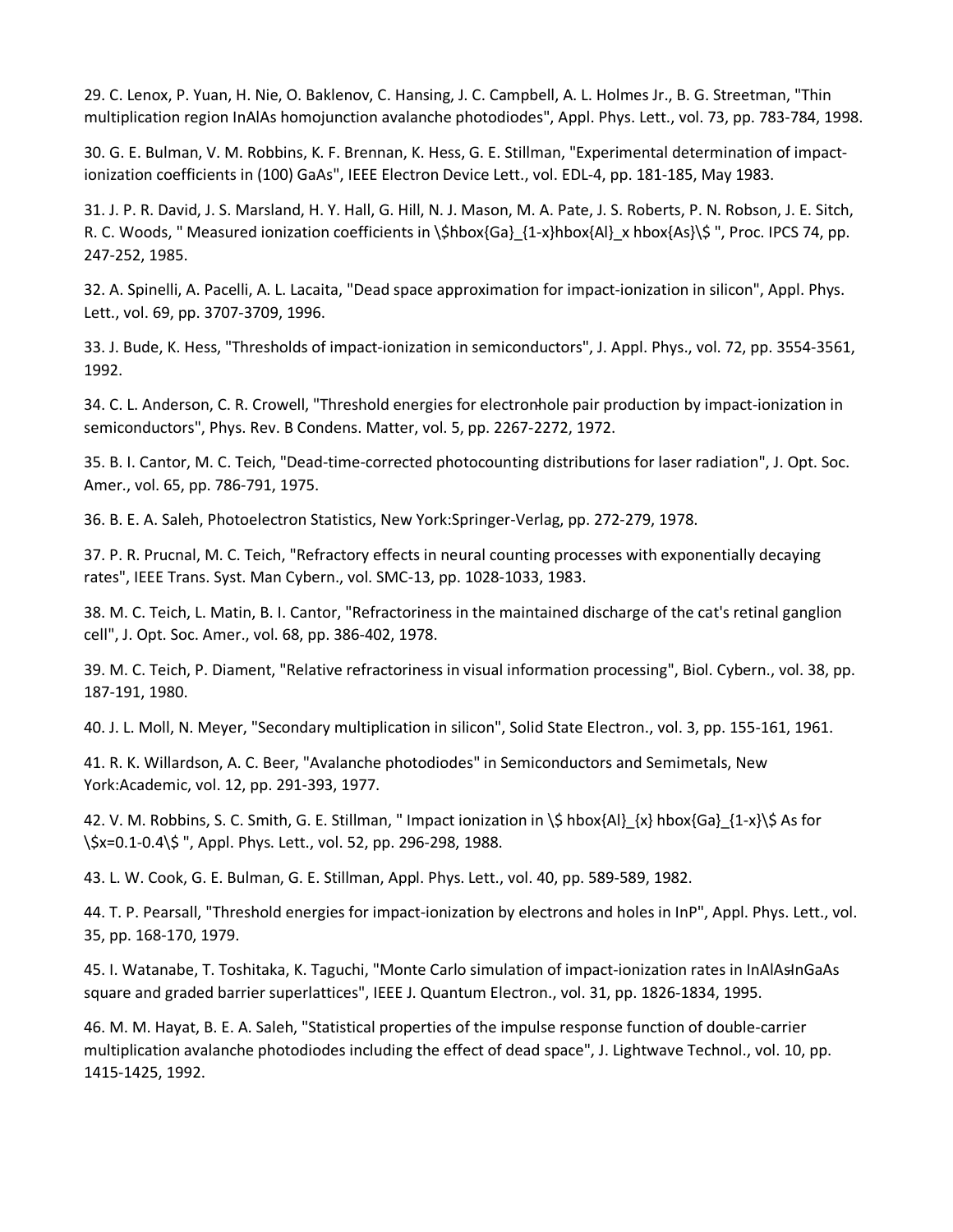29. C. Lenox, P. Yuan, H. Nie, O. Baklenov, C. Hansing, J. C. Campbell, A. L. Holmes Jr., B. G. Streetman, "Thin multiplication region InAlAs homojunction avalanche photodiodes", Appl. Phys. Lett., vol. 73, pp. 783-784, 1998.

30. G. E. Bulman, V. M. Robbins, K. F. Brennan, K. Hess, G. E. Stillman, "Experimental determination of impact-ionization coefficients in (100) GaAs", IEEE Electron Device Lett., vol. EDL-4, pp. 181-185, May 1983.

31. J. P. R. David, J. S. Marsland, H. Y. Hall, G. Hill, N. J. Mason, M. A. Pate, J. S. Roberts, P. N. Robson, J. E. Sitch, R. C. Woods, " Measured ionization coefficients in $\hbox{Ga}_{1-x}\hbox{Al}_x \hbox{As}$ ", Proc. IPCS 74, pp. 247-252, 1985.

32. A. Spinelli, A. Pacelli, A. L. Lacaita, "Dead space approximation for impact-ionization in silicon", Appl. Phys. Lett., vol. 69, pp. 3707-3709, 1996.

33. J. Bude, K. Hess, "Thresholds of impact-ionization in semiconductors", J. Appl. Phys., vol. 72, pp. 3554-3561, 1992.

34. C. L. Anderson, C. R. Crowell, "Threshold energies for electron-hole pair production by impact-ionization in semiconductors", Phys. Rev. B Condens. Matter, vol. 5, pp. 2267-2272, 1972.

35. B. I. Cantor, M. C. Teich, "Dead-time-corrected photocounting distributions for laser radiation", J. Opt. Soc. Amer., vol. 65, pp. 786-791, 1975.

36. B. E. A. Saleh, Photoelectron Statistics, New York:Springer-Verlag, pp. 272-279, 1978.

37. P. R. Prucnal, M. C. Teich, "Refractory effects in neural counting processes with exponentially decaying rates", IEEE Trans. Syst. Man Cybern., vol. SMC-13, pp. 1028-1033, 1983.

38. M. C. Teich, L. Matin, B. I. Cantor, "Refractoriness in the maintained discharge of the cat's retinal ganglion cell", J. Opt. Soc. Amer., vol. 68, pp. 386-402, 1978.

39. M. C. Teich, P. Diament, "Relative refractoriness in visual information processing", Biol. Cybern., vol. 38, pp. 187-191, 1980.

40. J. L. Moll, N. Meyer, "Secondary multiplication in silicon", Solid State Electron., vol. 3, pp. 155-161, 1961.

41. R. K. Willardson, A. C. Beer, "Avalanche photodiodes" in Semiconductors and Semimetals, New York:Academic, vol. 12, pp. 291-393, 1977.

42. V. M. Robbins, S. C. Smith, G. E. Stillman, " Impact ionization in $\hbox{Al}_{x} \hbox{Ga}_{1-x}$ As for $x=0.1-0.4$ ", Appl. Phys. Lett., vol. 52, pp. 296-298, 1988.

43. L. W. Cook, G. E. Bulman, G. E. Stillman, Appl. Phys. Lett., vol. 40, pp. 589-589, 1982.

44. T. P. Pearsall, "Threshold energies for impact-ionization by electrons and holes in InP", Appl. Phys. Lett., vol. 35, pp. 168-170, 1979.

45. I. Watanabe, T. Toshitaka, K. Taguchi, "Monte Carlo simulation of impact-ionization rates in InAlAs-InGaAs square and graded barrier superlattices", IEEE J. Quantum Electron., vol. 31, pp. 1826-1834, 1995.

46. M. M. Hayat, B. E. A. Saleh, "Statistical properties of the impulse response function of double-carrier multiplication avalanche photodiodes including the effect of dead space", J. Lightwave Technol., vol. 10, pp. 1415-1425, 1992.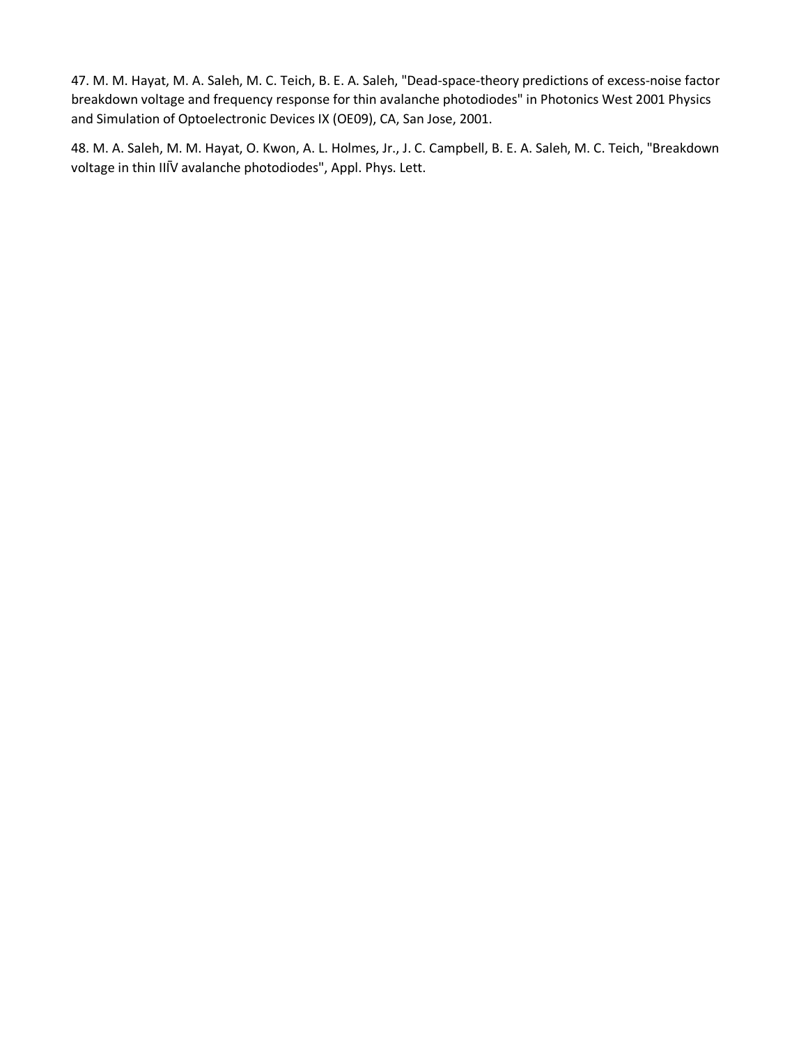47. M. M. Hayat, M. A. Saleh, M. C. Teich, B. E. A. Saleh, "Dead-space-theory predictions of excess-noise factor breakdown voltage and frequency response for thin avalanche photodiodes" in Photonics West 2001 Physics and Simulation of Optoelectronic Devices IX (OE09), CA, San Jose, 2001.

48. M. A. Saleh, M. M. Hayat, O. Kwon, A. L. Holmes, Jr., J. C. Campbell, B. E. A. Saleh, M. C. Teich, "Breakdown voltage in thin IIĪV avalanche photodiodes", Appl. Phys. Lett.